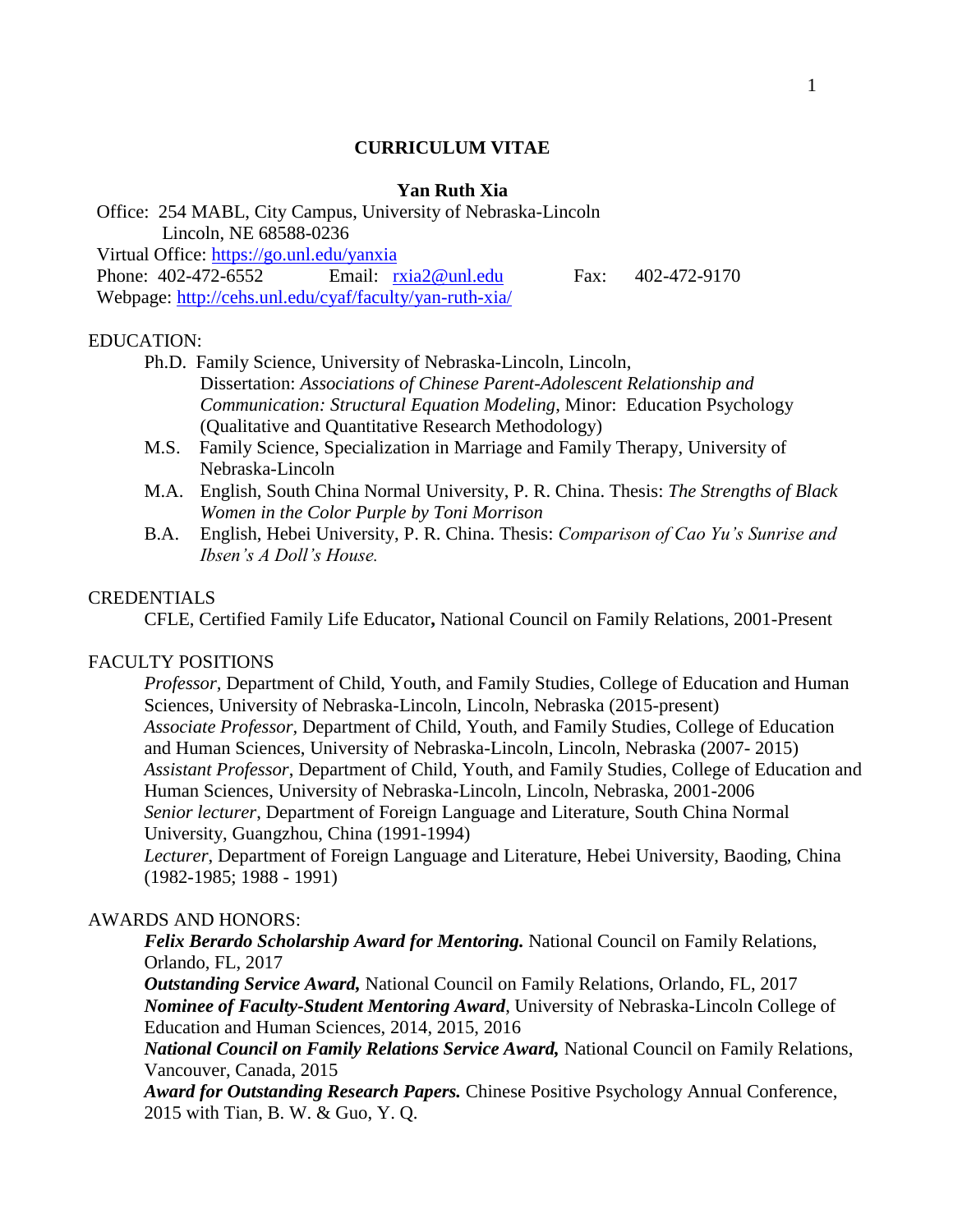# CURRICULUM VITAE

## Yan Ruth Xia

Office: 254 MABL, City Campus, University of Nebraska-Lincoln
Lincoln, NE 68588-0236
Virtual Office: https://go.unl.edu/yanxia
Phone: 402-472-6552 Email: rxia2@unl.edu Fax: 402-472-9170
Webpage: http://cehs.unl.edu/cyaf/faculty/yan-ruth-xia/

### EDUCATION:

Ph.D. Family Science, University of Nebraska-Lincoln, Lincoln,
Dissertation: *Associations of Chinese Parent-Adolescent Relationship and Communication: Structural Equation Modeling*, Minor: Education Psychology (Qualitative and Quantitative Research Methodology)

M.S. Family Science, Specialization in Marriage and Family Therapy, University of Nebraska-Lincoln

M.A. English, South China Normal University, P. R. China. Thesis: *The Strengths of Black Women in the Color Purple by Toni Morrison*

B.A. English, Hebei University, P. R. China. Thesis: *Comparison of Cao Yu's Sunrise and Ibsen's A Doll's House.*

### CREDENTIALS

CFLE, Certified Family Life Educator**,** National Council on Family Relations, 2001-Present

### FACULTY POSITIONS

*Professor*, Department of Child, Youth, and Family Studies, College of Education and Human Sciences, University of Nebraska-Lincoln, Lincoln, Nebraska (2015-present)

*Associate Professor*, Department of Child, Youth, and Family Studies, College of Education and Human Sciences, University of Nebraska-Lincoln, Lincoln, Nebraska (2007- 2015)

*Assistant Professor*, Department of Child, Youth, and Family Studies, College of Education and Human Sciences, University of Nebraska-Lincoln, Lincoln, Nebraska, 2001-2006

*Senior lecturer*, Department of Foreign Language and Literature, South China Normal University, Guangzhou, China (1991-1994)

*Lecturer*, Department of Foreign Language and Literature, Hebei University, Baoding, China (1982-1985; 1988 - 1991)

### AWARDS AND HONORS:

***Felix Berardo Scholarship Award for Mentoring.*** National Council on Family Relations, Orlando, FL, 2017

***Outstanding Service Award,*** National Council on Family Relations, Orlando, FL, 2017

***Nominee of Faculty-Student Mentoring Award***, University of Nebraska-Lincoln College of Education and Human Sciences, 2014, 2015, 2016

***National Council on Family Relations Service Award,*** National Council on Family Relations, Vancouver, Canada, 2015

***Award for Outstanding Research Papers.*** Chinese Positive Psychology Annual Conference, 2015 with Tian, B. W. & Guo, Y. Q.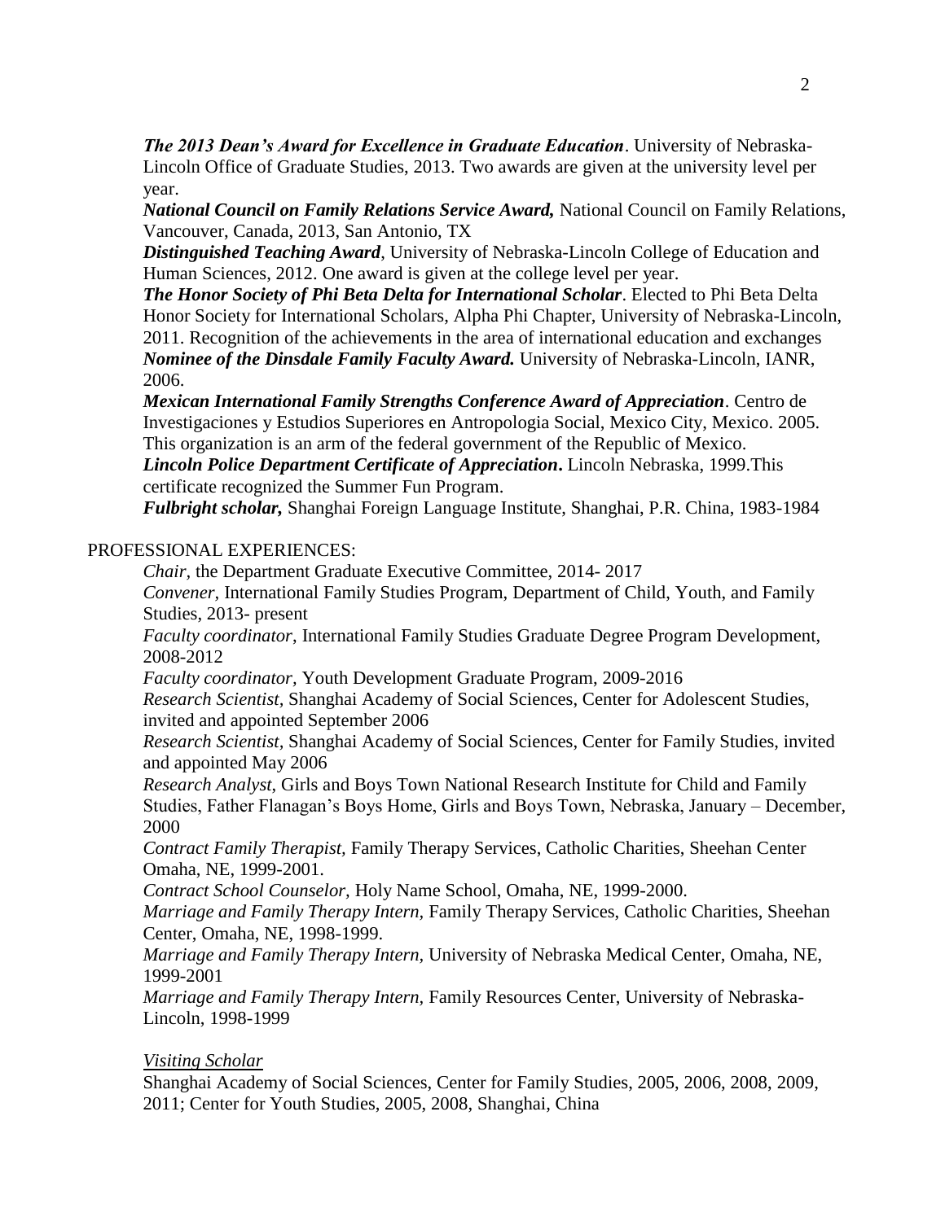***The 2013 Dean's Award for Excellence in Graduate Education***. University of Nebraska-Lincoln Office of Graduate Studies, 2013. Two awards are given at the university level per year.

***National Council on Family Relations Service Award,*** National Council on Family Relations, Vancouver, Canada, 2013, San Antonio, TX

***Distinguished Teaching Award***, University of Nebraska-Lincoln College of Education and Human Sciences, 2012. One award is given at the college level per year.

***The Honor Society of Phi Beta Delta for International Scholar***. Elected to Phi Beta Delta Honor Society for International Scholars, Alpha Phi Chapter, University of Nebraska-Lincoln, 2011. Recognition of the achievements in the area of international education and exchanges

***Nominee of the Dinsdale Family Faculty Award.*** University of Nebraska-Lincoln, IANR, 2006.

***Mexican International Family Strengths Conference Award of Appreciation***. Centro de Investigaciones y Estudios Superiores en Antropologia Social, Mexico City, Mexico. 2005. This organization is an arm of the federal government of the Republic of Mexico.

***Lincoln Police Department Certificate of Appreciation*****.** Lincoln Nebraska, 1999.This certificate recognized the Summer Fun Program.

***Fulbright scholar,*** Shanghai Foreign Language Institute, Shanghai, P.R. China, 1983-1984

PROFESSIONAL EXPERIENCES:

*Chair*, the Department Graduate Executive Committee, 2014- 2017

*Convener*, International Family Studies Program, Department of Child, Youth, and Family Studies, 2013- present

*Faculty coordinator*, International Family Studies Graduate Degree Program Development, 2008-2012

*Faculty coordinator*, Youth Development Graduate Program, 2009-2016

*Research Scientist,* Shanghai Academy of Social Sciences, Center for Adolescent Studies, invited and appointed September 2006

*Research Scientist,* Shanghai Academy of Social Sciences, Center for Family Studies, invited and appointed May 2006

*Research Analyst*, Girls and Boys Town National Research Institute for Child and Family Studies, Father Flanagan's Boys Home, Girls and Boys Town, Nebraska, January – December, 2000

*Contract Family Therapist,* Family Therapy Services, Catholic Charities, Sheehan Center Omaha, NE, 1999-2001.

*Contract School Counselor,* Holy Name School, Omaha, NE, 1999-2000.

*Marriage and Family Therapy Intern*, Family Therapy Services, Catholic Charities, Sheehan Center, Omaha, NE, 1998-1999.

*Marriage and Family Therapy Intern,* University of Nebraska Medical Center, Omaha, NE, 1999-2001

*Marriage and Family Therapy Intern,* Family Resources Center, University of Nebraska-Lincoln, 1998-1999

<u>*Visiting Scholar*</u>

Shanghai Academy of Social Sciences, Center for Family Studies, 2005, 2006, 2008, 2009, 2011; Center for Youth Studies, 2005, 2008, Shanghai, China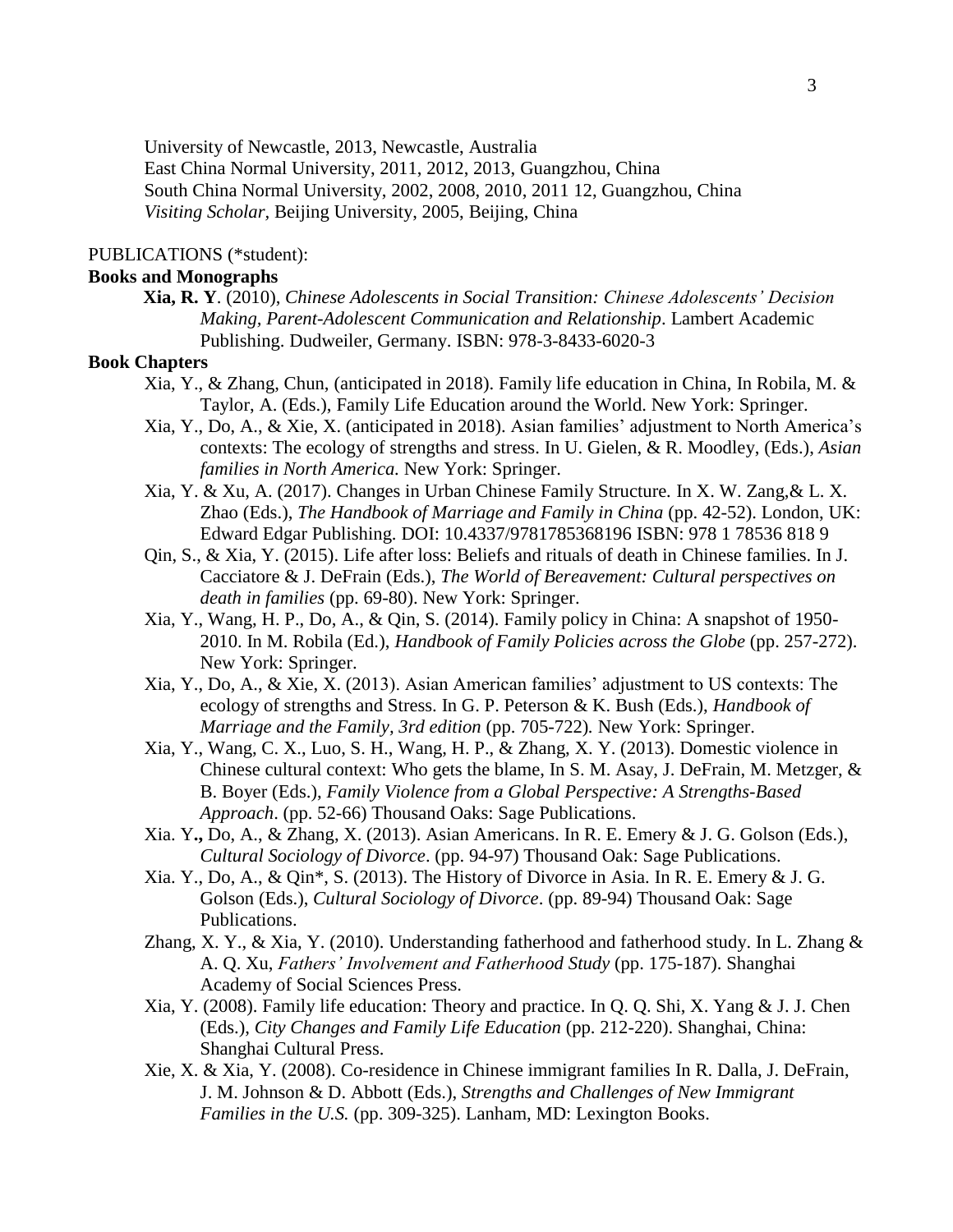University of Newcastle, 2013, Newcastle, Australia
East China Normal University, 2011, 2012, 2013, Guangzhou, China
South China Normal University, 2002, 2008, 2010, 2011 12, Guangzhou, China
*Visiting Scholar,* Beijing University, 2005, Beijing, China

PUBLICATIONS (*student):

**Books and Monographs**

**Xia, R. Y**. (2010), *Chinese Adolescents in Social Transition: Chinese Adolescents' Decision Making, Parent-Adolescent Communication and Relationship*. Lambert Academic Publishing. Dudweiler, Germany. ISBN: 978-3-8433-6020-3

**Book Chapters**

Xia, Y., & Zhang, Chun, (anticipated in 2018). Family life education in China, In Robila, M. & Taylor, A. (Eds.), Family Life Education around the World. New York: Springer.

Xia, Y., Do, A., & Xie, X. (anticipated in 2018). Asian families' adjustment to North America's contexts: The ecology of strengths and stress. In U. Gielen, & R. Moodley, (Eds.), *Asian families in North America.* New York: Springer.

Xia, Y. & Xu, A. (2017). Changes in Urban Chinese Family Structure*.* In X. W. Zang,& L. X. Zhao (Eds.), *The Handbook of Marriage and Family in China* (pp. 42-52). London, UK: Edward Edgar Publishing. DOI: 10.4337/9781785368196 ISBN: 978 1 78536 818 9

Qin, S., & Xia, Y. (2015). Life after loss: Beliefs and rituals of death in Chinese families. In J. Cacciatore & J. DeFrain (Eds.), *The World of Bereavement: Cultural perspectives on death in families* (pp. 69-80). New York: Springer.

Xia, Y., Wang, H. P., Do, A., & Qin, S. (2014). Family policy in China: A snapshot of 1950-2010. In M. Robila (Ed.), *Handbook of Family Policies across the Globe* (pp. 257-272). New York: Springer.

Xia, Y., Do, A., & Xie, X. (2013). Asian American families' adjustment to US contexts: The ecology of strengths and Stress. In G. P. Peterson & K. Bush (Eds.), *Handbook of Marriage and the Family, 3rd edition* (pp. 705-722)*.* New York: Springer.

Xia, Y., Wang, C. X., Luo, S. H., Wang, H. P., & Zhang, X. Y. (2013). Domestic violence in Chinese cultural context: Who gets the blame, In S. M. Asay, J. DeFrain, M. Metzger, & B. Boyer (Eds.), *Family Violence from a Global Perspective: A Strengths-Based Approach*. (pp. 52-66) Thousand Oaks: Sage Publications.

Xia. Y**.,** Do, A., & Zhang, X. (2013). Asian Americans. In R. E. Emery & J. G. Golson (Eds.), *Cultural Sociology of Divorce*. (pp. 94-97) Thousand Oak: Sage Publications.

Xia. Y., Do, A., & Qin*, S. (2013). The History of Divorce in Asia. In R. E. Emery & J. G. Golson (Eds.), *Cultural Sociology of Divorce*. (pp. 89-94) Thousand Oak: Sage Publications.

Zhang, X. Y., & Xia, Y. (2010). Understanding fatherhood and fatherhood study. In L. Zhang & A. Q. Xu, *Fathers' Involvement and Fatherhood Study* (pp. 175-187). Shanghai Academy of Social Sciences Press.

Xia, Y. (2008). Family life education: Theory and practice. In Q. Q. Shi, X. Yang & J. J. Chen (Eds.), *City Changes and Family Life Education* (pp. 212-220). Shanghai, China: Shanghai Cultural Press.

Xie, X. & Xia, Y. (2008). Co-residence in Chinese immigrant families In R. Dalla, J. DeFrain, J. M. Johnson & D. Abbott (Eds.), *Strengths and Challenges of New Immigrant Families in the U.S.* (pp. 309-325). Lanham, MD: Lexington Books.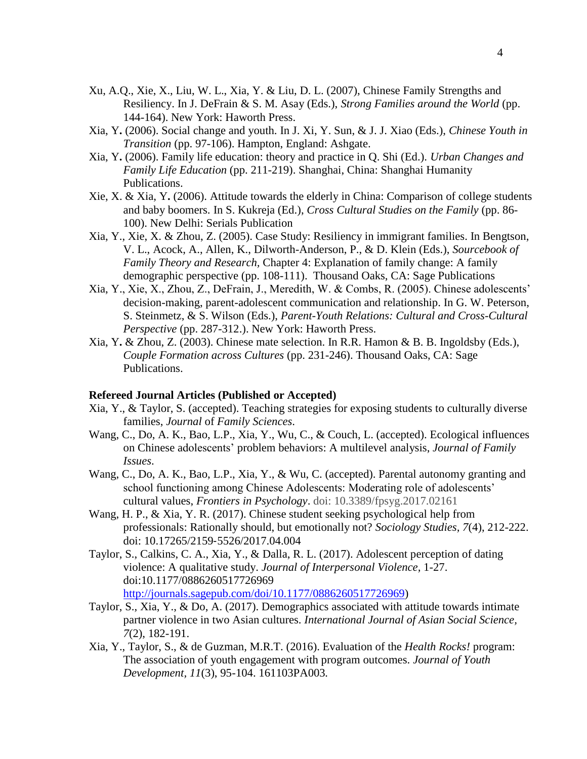Xu, A.Q., Xie, X., Liu, W. L., Xia, Y. & Liu, D. L. (2007), Chinese Family Strengths and Resiliency. In J. DeFrain & S. M. Asay (Eds.), *Strong Families around the World* (pp. 144-164). New York: Haworth Press.

Xia, Y**.** (2006). Social change and youth. In J. Xi, Y. Sun, & J. J. Xiao (Eds.), *Chinese Youth in Transition* (pp. 97-106). Hampton, England: Ashgate.

Xia, Y**.** (2006). Family life education: theory and practice in Q. Shi (Ed.). *Urban Changes and Family Life Education* (pp. 211-219). Shanghai, China: Shanghai Humanity Publications.

Xie, X. & Xia, Y**.** (2006). Attitude towards the elderly in China: Comparison of college students and baby boomers. In S. Kukreja (Ed.), *Cross Cultural Studies on the Family* (pp. 86-100). New Delhi: Serials Publication

Xia, Y., Xie, X. & Zhou, Z. (2005). Case Study: Resiliency in immigrant families. In Bengtson, V. L., Acock, A., Allen, K., Dilworth-Anderson, P., & D. Klein (Eds.), *Sourcebook of Family Theory and Research,* Chapter 4: Explanation of family change: A family demographic perspective (pp. 108-111). Thousand Oaks, CA: Sage Publications

Xia, Y., Xie, X., Zhou, Z., DeFrain, J., Meredith, W. & Combs, R. (2005). Chinese adolescents' decision-making, parent-adolescent communication and relationship. In G. W. Peterson, S. Steinmetz, & S. Wilson (Eds.), *Parent-Youth Relations: Cultural and Cross-Cultural Perspective* (pp. 287-312.). New York: Haworth Press.

Xia, Y**.** & Zhou, Z. (2003). Chinese mate selection. In R.R. Hamon & B. B. Ingoldsby (Eds.), *Couple Formation across Cultures* (pp. 231-246). Thousand Oaks, CA: Sage Publications.

**Refereed Journal Articles (Published or Accepted)**

Xia, Y., & Taylor, S. (accepted). Teaching strategies for exposing students to culturally diverse families, *Journal* of *Family Sciences.*

Wang, C., Do, A. K., Bao, L.P., Xia, Y., Wu, C., & Couch, L. (accepted). Ecological influences on Chinese adolescents' problem behaviors: A multilevel analysis, *Journal of Family Issues*.

Wang, C., Do, A. K., Bao, L.P., Xia, Y., & Wu, C. (accepted). Parental autonomy granting and school functioning among Chinese Adolescents: Moderating role of adolescents' cultural values, *Frontiers in Psychology*. doi: 10.3389/fpsyg.2017.02161

Wang, H. P., & Xia, Y. R. (2017). Chinese student seeking psychological help from professionals: Rationally should, but emotionally not? *Sociology Studies, 7*(4), 212-222. doi: 10.17265/2159-5526/2017.04.004

Taylor, S., Calkins, C. A., Xia, Y., & Dalla, R. L. (2017). Adolescent perception of dating violence: A qualitative study. *Journal of Interpersonal Violence*, 1-27. doi:10.1177/0886260517726969 http://journals.sagepub.com/doi/10.1177/0886260517726969)

Taylor, S., Xia, Y., & Do, A. (2017). Demographics associated with attitude towards intimate partner violence in two Asian cultures. *International Journal of Asian Social Science, 7*(2), 182-191.

Xia, Y., Taylor, S., & de Guzman, M.R.T. (2016). Evaluation of the *Health Rocks!* program: The association of youth engagement with program outcomes. *Journal of Youth Development*, *11*(3), 95-104. 161103PA003*.*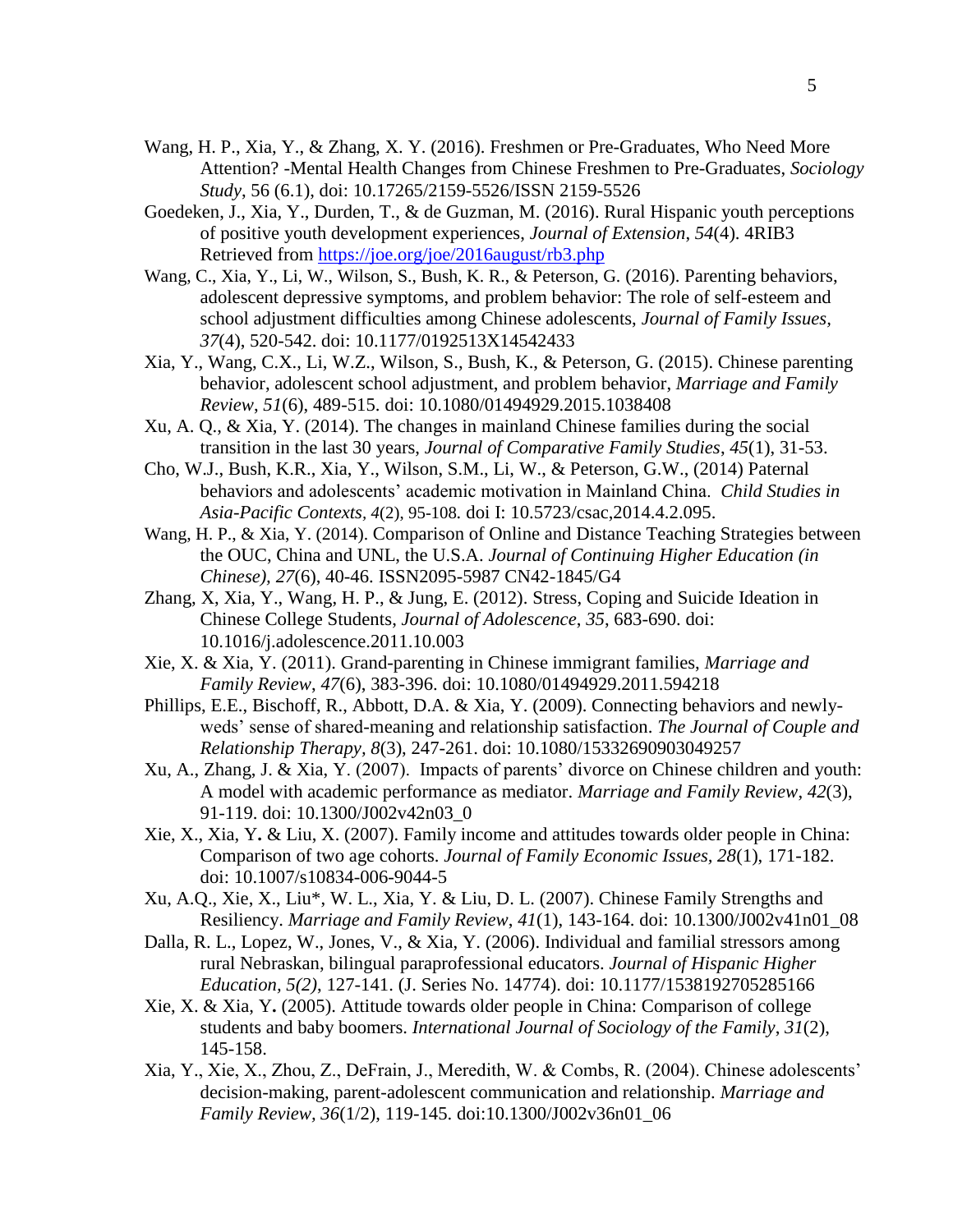Wang, H. P., Xia, Y., & Zhang, X. Y. (2016). Freshmen or Pre-Graduates, Who Need More Attention? -Mental Health Changes from Chinese Freshmen to Pre-Graduates, *Sociology Study*, 56 (6.1), doi: 10.17265/2159-5526/ISSN 2159-5526

Goedeken, J., Xia, Y., Durden, T., & de Guzman, M. (2016). Rural Hispanic youth perceptions of positive youth development experiences, *Journal of Extension*, *54*(4). 4RIB3 Retrieved from https://joe.org/joe/2016august/rb3.php

Wang, C., Xia, Y., Li, W., Wilson, S., Bush, K. R., & Peterson, G. (2016). Parenting behaviors, adolescent depressive symptoms, and problem behavior: The role of self-esteem and school adjustment difficulties among Chinese adolescents, *Journal of Family Issues, 37*(4), 520-542. doi: 10.1177/0192513X14542433

Xia, Y., Wang, C.X., Li, W.Z., Wilson, S., Bush, K., & Peterson, G. (2015). Chinese parenting behavior, adolescent school adjustment, and problem behavior, *Marriage and Family Review*, *51*(6), 489-515. doi: 10.1080/01494929.2015.1038408

Xu, A. Q., & Xia, Y. (2014). The changes in mainland Chinese families during the social transition in the last 30 years, *Journal of Comparative Family Studies*, *45*(1), 31-53.

Cho, W.J., Bush, K.R., Xia, Y., Wilson, S.M., Li, W., & Peterson, G.W., (2014) Paternal behaviors and adolescents' academic motivation in Mainland China. *Child Studies in Asia-Pacific Contexts, 4*(2), 95-108. doi I: 10.5723/csac,2014.4.2.095.

Wang, H. P., & Xia, Y. (2014). Comparison of Online and Distance Teaching Strategies between the OUC, China and UNL, the U.S.A. *Journal of Continuing Higher Education (in Chinese), 27*(6), 40-46. ISSN2095-5987 CN42-1845/G4

Zhang, X, Xia, Y., Wang, H. P., & Jung, E. (2012). Stress, Coping and Suicide Ideation in Chinese College Students, *Journal of Adolescence*, *35*, 683-690. doi: 10.1016/j.adolescence.2011.10.003

Xie, X. & Xia, Y. (2011). Grand-parenting in Chinese immigrant families, *Marriage and Family Review*, *47*(6), 383-396. doi: 10.1080/01494929.2011.594218

Phillips, E.E., Bischoff, R., Abbott, D.A. & Xia, Y. (2009). Connecting behaviors and newly-weds' sense of shared-meaning and relationship satisfaction. *The Journal of Couple and Relationship Therapy*, *8*(3), 247-261. doi: 10.1080/15332690903049257

Xu, A., Zhang, J. & Xia, Y. (2007). Impacts of parents' divorce on Chinese children and youth: A model with academic performance as mediator. *Marriage and Family Review*, *42*(3), 91-119. doi: 10.1300/J002v42n03_0

Xie, X., Xia, Y**.** & Liu, X. (2007). Family income and attitudes towards older people in China: Comparison of two age cohorts. *Journal of Family Economic Issues, 28*(1), 171-182. doi: 10.1007/s10834-006-9044-5

Xu, A.Q., Xie, X., Liu*, W. L., Xia, Y. & Liu, D. L. (2007). Chinese Family Strengths and Resiliency. *Marriage and Family Review*, *41*(1), 143-164. doi: 10.1300/J002v41n01_08

Dalla, R. L., Lopez, W., Jones, V., & Xia, Y. (2006). Individual and familial stressors among rural Nebraskan, bilingual paraprofessional educators. *Journal of Hispanic Higher Education, 5(2)*, 127-141. (J. Series No. 14774). doi: 10.1177/1538192705285166

Xie, X. & Xia, Y**.** (2005). Attitude towards older people in China: Comparison of college students and baby boomers. *International Journal of Sociology of the Family*, *31*(2), 145-158.

Xia, Y., Xie, X., Zhou, Z., DeFrain, J., Meredith, W. & Combs, R. (2004). Chinese adolescents' decision-making, parent-adolescent communication and relationship. *Marriage and Family Review, 36*(1/2), 119-145. doi:10.1300/J002v36n01_06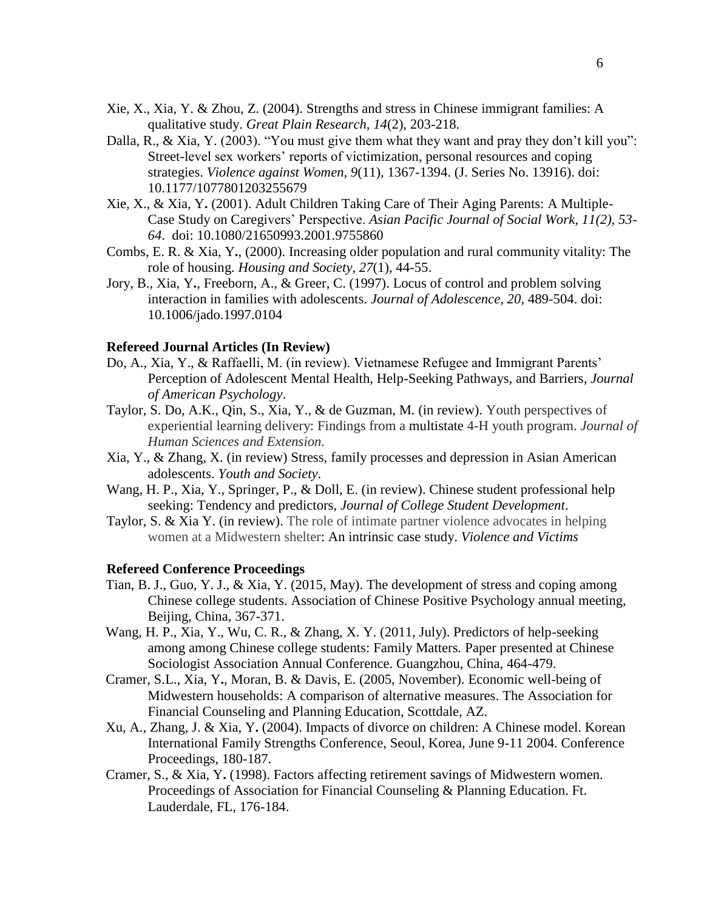Xie, X., Xia, Y. & Zhou, Z. (2004). Strengths and stress in Chinese immigrant families: A qualitative study. *Great Plain Research*, *14*(2), 203-218.

Dalla, R., & Xia, Y. (2003). "You must give them what they want and pray they don't kill you": Street-level sex workers' reports of victimization, personal resources and coping strategies. *Violence against Women*, *9*(11), 1367-1394. (J. Series No. 13916). doi: 10.1177/1077801203255679

Xie, X., & Xia, Y**.** (2001). Adult Children Taking Care of Their Aging Parents: A Multiple-Case Study on Caregivers' Perspective. *Asian Pacific Journal of Social Work, 11(2), 53-64*. doi: 10.1080/21650993.2001.9755860

Combs, E. R. & Xia, Y**.**, (2000). Increasing older population and rural community vitality: The role of housing. *Housing and Society, 27*(1), 44-55.

Jory, B., Xia, Y**.**, Freeborn, A., & Greer, C. (1997). Locus of control and problem solving interaction in families with adolescents. *Journal of Adolescence, 20*, 489-504. doi: 10.1006/jado.1997.0104

**Refereed Journal Articles (In Review)**

Do, A., Xia, Y., & Raffaelli, M. (in review). Vietnamese Refugee and Immigrant Parents' Perception of Adolescent Mental Health, Help-Seeking Pathways, and Barriers, *Journal of American Psychology*.

Taylor, S. Do, A.K., Qin, S., Xia, Y., & de Guzman, M. (in review). Youth perspectives of experiential learning delivery: Findings from a multistate 4-H youth program. *Journal of Human Sciences and Extension.*

Xia, Y., & Zhang, X. (in review) Stress, family processes and depression in Asian American adolescents. *Youth and Society*.

Wang, H. P., Xia, Y., Springer, P., & Doll, E. (in review). Chinese student professional help seeking: Tendency and predictors, *Journal of College Student Development*.

Taylor, S. & Xia Y. (in review). The role of intimate partner violence advocates in helping women at a Midwestern shelter: An intrinsic case study. *Violence and Victims*

**Refereed Conference Proceedings**

Tian, B. J., Guo, Y. J., & Xia, Y. (2015, May). The development of stress and coping among Chinese college students. Association of Chinese Positive Psychology annual meeting, Beijing, China, 367-371.

Wang, H. P., Xia, Y., Wu, C. R., & Zhang, X. Y. (2011, July). Predictors of help-seeking among among Chinese college students: Family Matters. Paper presented at Chinese Sociologist Association Annual Conference. Guangzhou, China, 464-479.

Cramer, S.L., Xia, Y**.**, Moran, B. & Davis, E. (2005, November). Economic well-being of Midwestern households: A comparison of alternative measures. The Association for Financial Counseling and Planning Education, Scottdale, AZ.

Xu, A., Zhang, J. & Xia, Y**.** (2004). Impacts of divorce on children: A Chinese model. Korean International Family Strengths Conference, Seoul, Korea, June 9-11 2004. Conference Proceedings, 180-187.

Cramer, S., & Xia, Y**.** (1998). Factors affecting retirement savings of Midwestern women. Proceedings of Association for Financial Counseling & Planning Education. Ft. Lauderdale, FL, 176-184.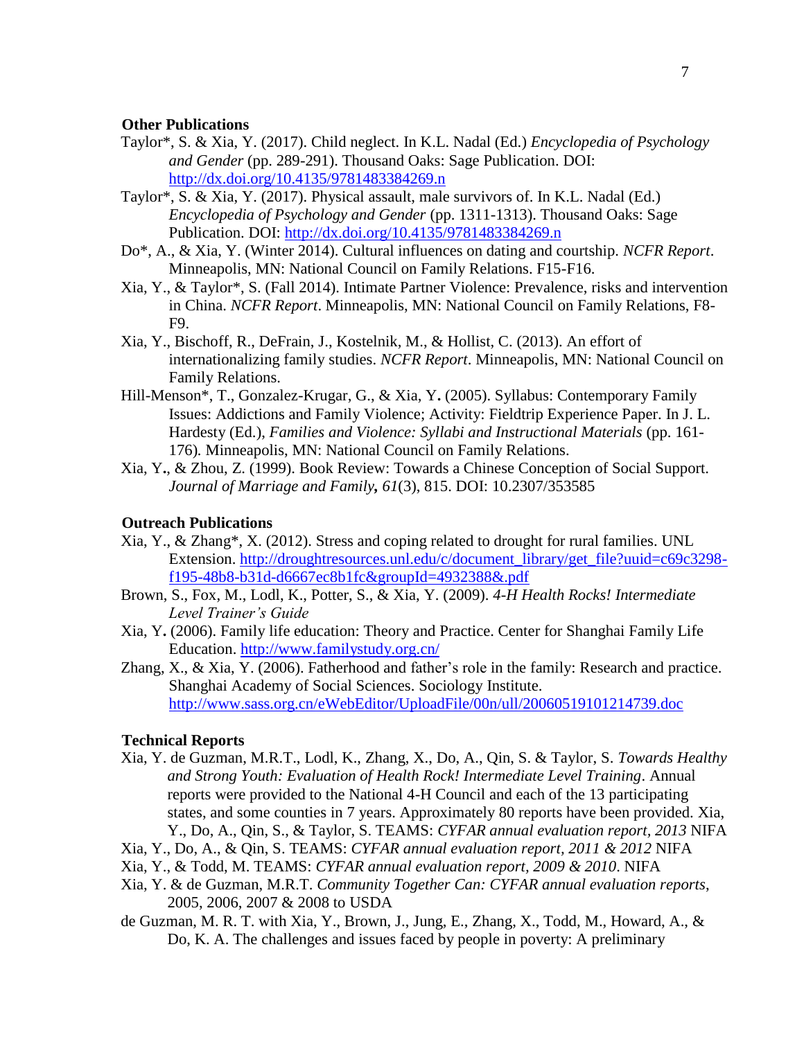**Other Publications**

Taylor*, S. & Xia, Y. (2017). Child neglect. In K.L. Nadal (Ed.) *Encyclopedia of Psychology and Gender* (pp. 289-291). Thousand Oaks: Sage Publication. DOI: http://dx.doi.org/10.4135/9781483384269.n

Taylor*, S. & Xia, Y. (2017). Physical assault, male survivors of. In K.L. Nadal (Ed.) *Encyclopedia of Psychology and Gender* (pp. 1311-1313). Thousand Oaks: Sage Publication. DOI: http://dx.doi.org/10.4135/9781483384269.n

Do*, A., & Xia, Y. (Winter 2014). Cultural influences on dating and courtship. *NCFR Report*. Minneapolis, MN: National Council on Family Relations. F15-F16.

Xia, Y., & Taylor*, S. (Fall 2014). Intimate Partner Violence: Prevalence, risks and intervention in China. *NCFR Report*. Minneapolis, MN: National Council on Family Relations, F8-F9.

Xia, Y., Bischoff, R., DeFrain, J., Kostelnik, M., & Hollist, C. (2013). An effort of internationalizing family studies. *NCFR Report*. Minneapolis, MN: National Council on Family Relations.

Hill-Menson*, T., Gonzalez-Krugar, G., & Xia, Y**.** (2005). Syllabus: Contemporary Family Issues: Addictions and Family Violence; Activity: Fieldtrip Experience Paper. In J. L. Hardesty (Ed.), *Families and Violence: Syllabi and Instructional Materials* (pp. 161-176)*.* Minneapolis, MN: National Council on Family Relations.

Xia, Y**.**, & Zhou, Z. (1999). Book Review: Towards a Chinese Conception of Social Support. *Journal of Marriage and Family***,** *61*(3), 815. DOI: 10.2307/353585

**Outreach Publications**

Xia, Y., & Zhang*, X. (2012). Stress and coping related to drought for rural families. UNL Extension. http://droughtresources.unl.edu/c/document_library/get_file?uuid=c69c3298-f195-48b8-b31d-d6667ec8b1fc&groupId=4932388&.pdf

Brown, S., Fox, M., Lodl, K., Potter, S., & Xia, Y. (2009). *4-H Health Rocks! Intermediate Level Trainer's Guide*

Xia, Y**.** (2006). Family life education: Theory and Practice. Center for Shanghai Family Life Education. http://www.familystudy.org.cn/

Zhang, X., & Xia, Y. (2006). Fatherhood and father's role in the family: Research and practice. Shanghai Academy of Social Sciences. Sociology Institute. http://www.sass.org.cn/eWebEditor/UploadFile/00n/ull/20060519101214739.doc

**Technical Reports**

Xia, Y. de Guzman, M.R.T., Lodl, K., Zhang, X., Do, A., Qin, S. & Taylor, S. *Towards Healthy and Strong Youth: Evaluation of Health Rock! Intermediate Level Training*. Annual reports were provided to the National 4-H Council and each of the 13 participating states, and some counties in 7 years. Approximately 80 reports have been provided. Xia, Y., Do, A., Qin, S., & Taylor, S. TEAMS: *CYFAR annual evaluation report, 2013* NIFA

Xia, Y., Do, A., & Qin, S. TEAMS: *CYFAR annual evaluation report, 2011 & 2012* NIFA

Xia, Y., & Todd, M. TEAMS: *CYFAR annual evaluation report, 2009 & 2010*. NIFA

Xia, Y. & de Guzman, M.R.T. *Community Together Can: CYFAR annual evaluation reports*, 2005, 2006, 2007 & 2008 to USDA

de Guzman, M. R. T. with Xia, Y., Brown, J., Jung, E., Zhang, X., Todd, M., Howard, A., & Do, K. A. The challenges and issues faced by people in poverty: A preliminary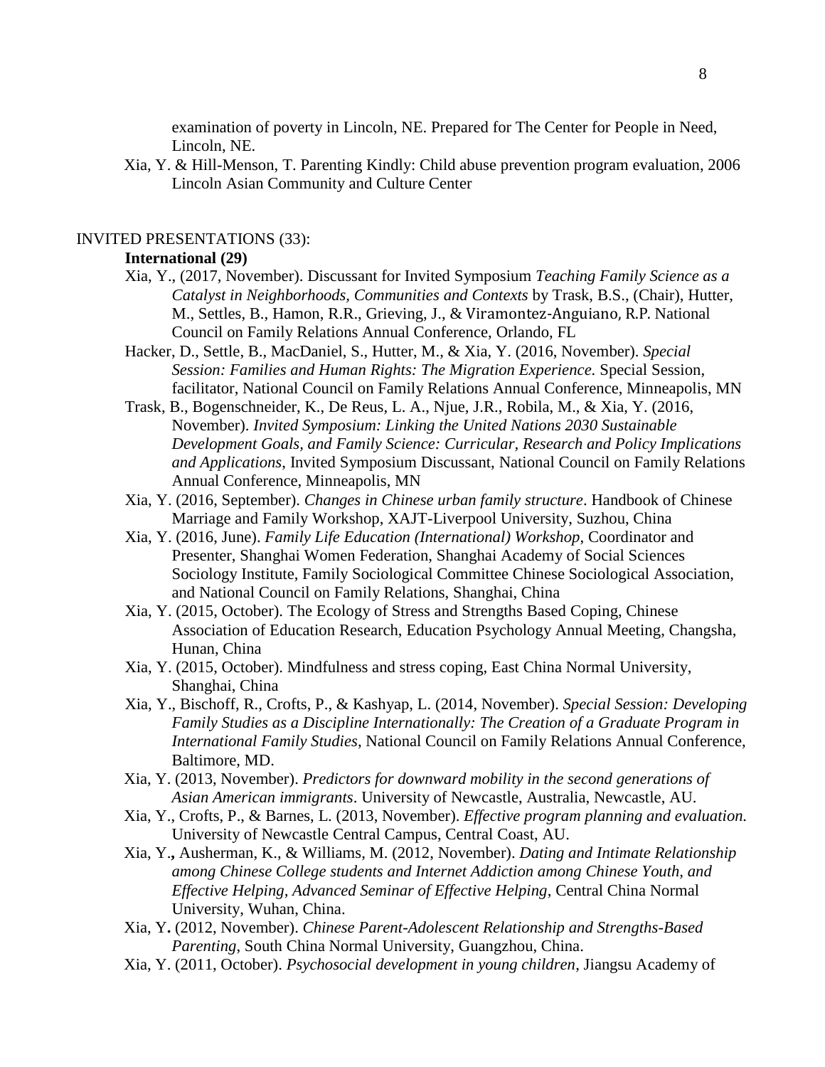examination of poverty in Lincoln, NE. Prepared for The Center for People in Need, Lincoln, NE.

Xia, Y. & Hill-Menson, T. Parenting Kindly: Child abuse prevention program evaluation, 2006 Lincoln Asian Community and Culture Center

INVITED PRESENTATIONS (33):

**International (29)**

Xia, Y., (2017, November). Discussant for Invited Symposium *Teaching Family Science as a Catalyst in Neighborhoods, Communities and Contexts* by Trask, B.S., (Chair), Hutter, M., Settles, B., Hamon, R.R., Grieving, J., & Viramontez-Anguiano, R.P. National Council on Family Relations Annual Conference, Orlando, FL

Hacker, D., Settle, B., MacDaniel, S., Hutter, M., & Xia, Y. (2016, November). *Special Session: Families and Human Rights: The Migration Experience.* Special Session, facilitator, National Council on Family Relations Annual Conference, Minneapolis, MN

Trask, B., Bogenschneider, K., De Reus, L. A., Njue, J.R., Robila, M., & Xia, Y. (2016, November). *Invited Symposium: Linking the United Nations 2030 Sustainable Development Goals, and Family Science: Curricular, Research and Policy Implications and Applications*, Invited Symposium Discussant, National Council on Family Relations Annual Conference, Minneapolis, MN

Xia, Y. (2016, September). *Changes in Chinese urban family structure*. Handbook of Chinese Marriage and Family Workshop, XAJT-Liverpool University, Suzhou, China

Xia, Y. (2016, June). *Family Life Education (International) Workshop*, Coordinator and Presenter, Shanghai Women Federation, Shanghai Academy of Social Sciences Sociology Institute, Family Sociological Committee Chinese Sociological Association, and National Council on Family Relations, Shanghai, China

Xia, Y. (2015, October). The Ecology of Stress and Strengths Based Coping, Chinese Association of Education Research, Education Psychology Annual Meeting, Changsha, Hunan, China

Xia, Y. (2015, October). Mindfulness and stress coping, East China Normal University, Shanghai, China

Xia, Y., Bischoff, R., Crofts, P., & Kashyap, L. (2014, November). *Special Session: Developing Family Studies as a Discipline Internationally: The Creation of a Graduate Program in International Family Studies*, National Council on Family Relations Annual Conference, Baltimore, MD.

Xia, Y. (2013, November). *Predictors for downward mobility in the second generations of Asian American immigrants*. University of Newcastle, Australia, Newcastle, AU.

Xia, Y., Crofts, P., & Barnes, L. (2013, November). *Effective program planning and evaluation.* University of Newcastle Central Campus, Central Coast, AU.

Xia, Y.**,** Ausherman, K., & Williams, M. (2012, November). *Dating and Intimate Relationship among Chinese College students and Internet Addiction among Chinese Youth, and Effective Helping, Advanced Seminar of Effective Helping*, Central China Normal University, Wuhan, China.

Xia, Y**.** (2012, November). *Chinese Parent-Adolescent Relationship and Strengths-Based Parenting,* South China Normal University, Guangzhou, China.

Xia, Y. (2011, October). *Psychosocial development in young children*, Jiangsu Academy of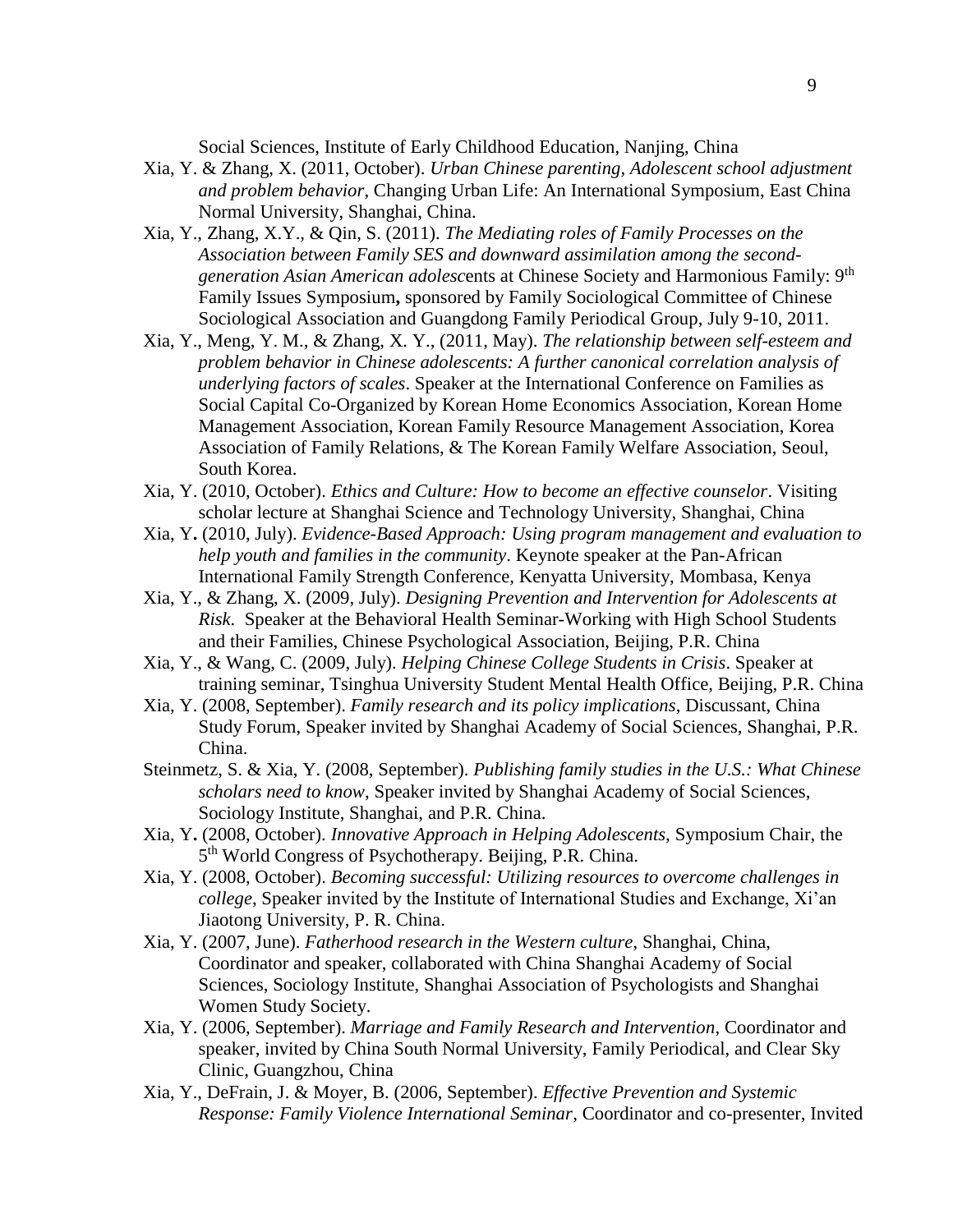Social Sciences, Institute of Early Childhood Education, Nanjing, China

Xia, Y. & Zhang, X. (2011, October). *Urban Chinese parenting, Adolescent school adjustment and problem behavior*, Changing Urban Life: An International Symposium, East China Normal University, Shanghai, China.

Xia, Y., Zhang, X.Y., & Qin, S. (2011). *The Mediating roles of Family Processes on the Association between Family SES and downward assimilation among the second-generation Asian American adolesc*ents at Chinese Society and Harmonious Family: 9th Family Issues Symposium**,** sponsored by Family Sociological Committee of Chinese Sociological Association and Guangdong Family Periodical Group, July 9-10, 2011.

Xia, Y., Meng, Y. M., & Zhang, X. Y., (2011, May). *The relationship between self-esteem and problem behavior in Chinese adolescents: A further canonical correlation analysis of underlying factors of scales*. Speaker at the International Conference on Families as Social Capital Co-Organized by Korean Home Economics Association, Korean Home Management Association, Korean Family Resource Management Association, Korea Association of Family Relations, & The Korean Family Welfare Association, Seoul, South Korea.

Xia, Y. (2010, October). *Ethics and Culture: How to become an effective counselor*. Visiting scholar lecture at Shanghai Science and Technology University, Shanghai, China

Xia, Y**.** (2010, July). *Evidence-Based Approach: Using program management and evaluation to help youth and families in the community*. Keynote speaker at the Pan-African International Family Strength Conference, Kenyatta University, Mombasa, Kenya

Xia, Y., & Zhang, X. (2009, July). *Designing Prevention and Intervention for Adolescents at Risk*. Speaker at the Behavioral Health Seminar-Working with High School Students and their Families, Chinese Psychological Association, Beijing, P.R. China

Xia, Y., & Wang, C. (2009, July). *Helping Chinese College Students in Crisis*. Speaker at training seminar, Tsinghua University Student Mental Health Office, Beijing, P.R. China

Xia, Y. (2008, September). *Family research and its policy implications*, Discussant, China Study Forum, Speaker invited by Shanghai Academy of Social Sciences, Shanghai, P.R. China.

Steinmetz, S. & Xia, Y. (2008, September). *Publishing family studies in the U.S.: What Chinese scholars need to know*, Speaker invited by Shanghai Academy of Social Sciences, Sociology Institute, Shanghai, and P.R. China.

Xia, Y**.** (2008, October). *Innovative Approach in Helping Adolescents,* Symposium Chair, the 5th World Congress of Psychotherapy. Beijing, P.R. China.

Xia, Y. (2008, October). *Becoming successful: Utilizing resources to overcome challenges in college*, Speaker invited by the Institute of International Studies and Exchange, Xi'an Jiaotong University, P. R. China.

Xia, Y. (2007, June). *Fatherhood research in the Western culture*, Shanghai, China, Coordinator and speaker, collaborated with China Shanghai Academy of Social Sciences, Sociology Institute, Shanghai Association of Psychologists and Shanghai Women Study Society.

Xia, Y. (2006, September). *Marriage and Family Research and Intervention*, Coordinator and speaker, invited by China South Normal University, Family Periodical, and Clear Sky Clinic, Guangzhou, China

Xia, Y., DeFrain, J. & Moyer, B. (2006, September). *Effective Prevention and Systemic Response: Family Violence International Seminar*, Coordinator and co-presenter, Invited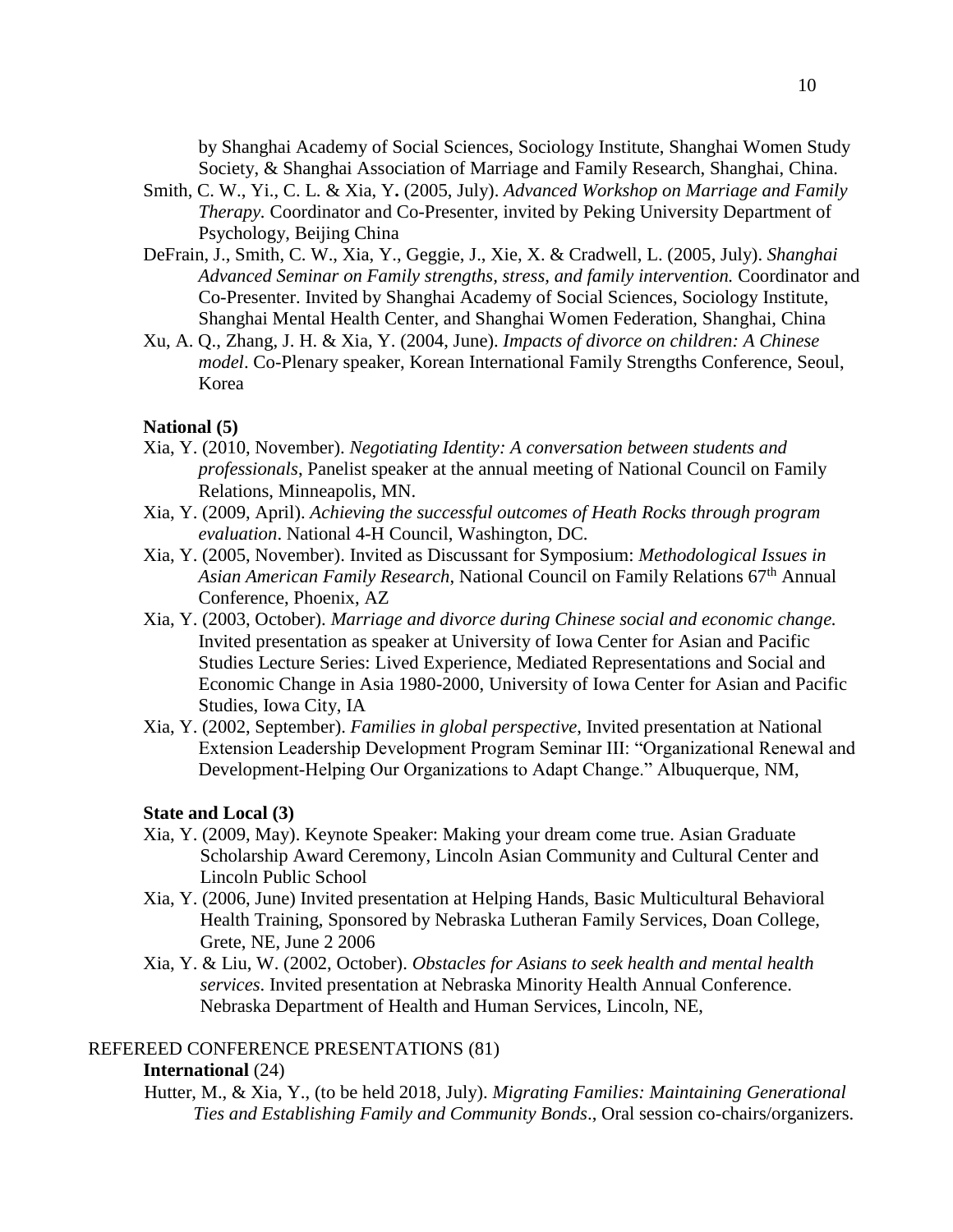by Shanghai Academy of Social Sciences, Sociology Institute, Shanghai Women Study Society, & Shanghai Association of Marriage and Family Research, Shanghai, China.

Smith, C. W., Yi., C. L. & Xia, Y**.** (2005, July). *Advanced Workshop on Marriage and Family Therapy.* Coordinator and Co-Presenter, invited by Peking University Department of Psychology, Beijing China

DeFrain, J., Smith, C. W., Xia, Y., Geggie, J., Xie, X. & Cradwell, L. (2005, July). *Shanghai Advanced Seminar on Family strengths, stress, and family intervention.* Coordinator and Co-Presenter. Invited by Shanghai Academy of Social Sciences, Sociology Institute, Shanghai Mental Health Center, and Shanghai Women Federation, Shanghai, China

Xu, A. Q., Zhang, J. H. & Xia, Y. (2004, June). *Impacts of divorce on children: A Chinese model*. Co-Plenary speaker, Korean International Family Strengths Conference, Seoul, Korea

**National (5)**

Xia, Y. (2010, November). *Negotiating Identity: A conversation between students and professionals*, Panelist speaker at the annual meeting of National Council on Family Relations, Minneapolis, MN.

Xia, Y. (2009, April). *Achieving the successful outcomes of Heath Rocks through program evaluation*. National 4-H Council, Washington, DC.

Xia, Y. (2005, November). Invited as Discussant for Symposium: *Methodological Issues in Asian American Family Research*, National Council on Family Relations 67th Annual Conference, Phoenix, AZ

Xia, Y. (2003, October). *Marriage and divorce during Chinese social and economic change.* Invited presentation as speaker at University of Iowa Center for Asian and Pacific Studies Lecture Series: Lived Experience, Mediated Representations and Social and Economic Change in Asia 1980-2000, University of Iowa Center for Asian and Pacific Studies, Iowa City, IA

Xia, Y. (2002, September). *Families in global perspective*, Invited presentation at National Extension Leadership Development Program Seminar III: "Organizational Renewal and Development-Helping Our Organizations to Adapt Change." Albuquerque, NM,

**State and Local (3)**

Xia, Y. (2009, May). Keynote Speaker: Making your dream come true. Asian Graduate Scholarship Award Ceremony, Lincoln Asian Community and Cultural Center and Lincoln Public School

Xia, Y. (2006, June) Invited presentation at Helping Hands, Basic Multicultural Behavioral Health Training, Sponsored by Nebraska Lutheran Family Services, Doan College, Grete, NE, June 2 2006

Xia, Y. & Liu, W. (2002, October). *Obstacles for Asians to seek health and mental health services*. Invited presentation at Nebraska Minority Health Annual Conference. Nebraska Department of Health and Human Services, Lincoln, NE,

REFEREED CONFERENCE PRESENTATIONS (81)

**International** (24)

Hutter, M., & Xia, Y., (to be held 2018, July). *Migrating Families: Maintaining Generational Ties and Establishing Family and Community Bonds*., Oral session co-chairs/organizers.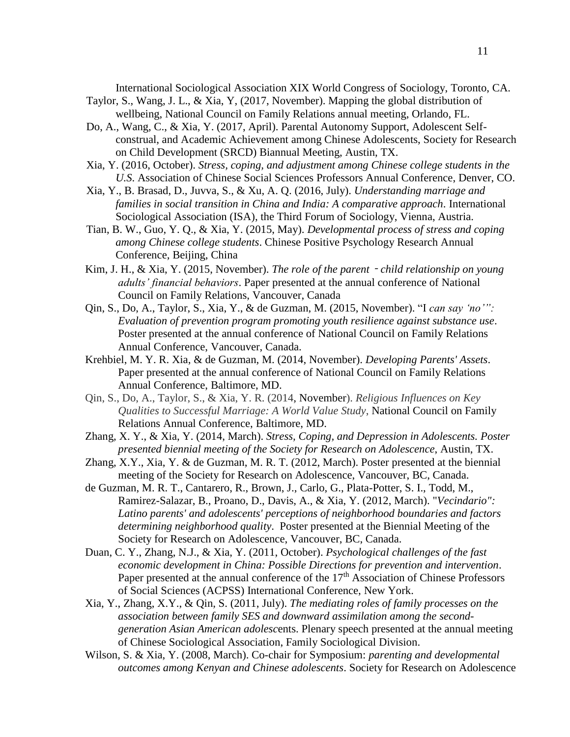International Sociological Association XIX World Congress of Sociology, Toronto, CA.

Taylor, S., Wang, J. L., & Xia, Y, (2017, November). Mapping the global distribution of wellbeing, National Council on Family Relations annual meeting, Orlando, FL.

Do, A., Wang, C., & Xia, Y. (2017, April). Parental Autonomy Support, Adolescent Self-construal, and Academic Achievement among Chinese Adolescents, Society for Research on Child Development (SRCD) Biannual Meeting, Austin, TX.

Xia, Y. (2016, October). *Stress, coping, and adjustment among Chinese college students in the U.S.* Association of Chinese Social Sciences Professors Annual Conference, Denver, CO.

Xia, Y., B. Brasad, D., Juvva, S., & Xu, A. Q. (2016, July). *Understanding marriage and families in social transition in China and India: A comparative approach*. International Sociological Association (ISA), the Third Forum of Sociology, Vienna, Austria.

Tian, B. W., Guo, Y. Q., & Xia, Y. (2015, May). *Developmental process of stress and coping among Chinese college students*. Chinese Positive Psychology Research Annual Conference, Beijing, China

Kim, J. H., & Xia, Y. (2015, November). *The role of the parent - child relationship on young adults' financial behaviors*. Paper presented at the annual conference of National Council on Family Relations, Vancouver, Canada

Qin, S., Do, A., Taylor, S., Xia, Y., & de Guzman, M. (2015, November). "I *can say 'no'": Evaluation of prevention program promoting youth resilience against substance use*. Poster presented at the annual conference of National Council on Family Relations Annual Conference, Vancouver, Canada.

Krehbiel, M. Y. R. Xia, & de Guzman, M. (2014, November). *Developing Parents' Assets*. Paper presented at the annual conference of National Council on Family Relations Annual Conference, Baltimore, MD.

Qin, S., Do, A., Taylor, S., & Xia, Y. R. (2014, November). *Religious Influences on Key Qualities to Successful Marriage: A World Value Study*, National Council on Family Relations Annual Conference, Baltimore, MD.

Zhang, X. Y., & Xia, Y. (2014, March). *Stress, Coping, and Depression in Adolescents. Poster presented biennial meeting of the Society for Research on Adolescence*, Austin, TX.

Zhang, X.Y., Xia, Y. & de Guzman, M. R. T. (2012, March). Poster presented at the biennial meeting of the Society for Research on Adolescence, Vancouver, BC, Canada.

de Guzman, M. R. T., Cantarero, R., Brown, J., Carlo, G., Plata-Potter, S. I., Todd, M., Ramirez-Salazar, B., Proano, D., Davis, A., & Xia, Y. (2012, March). "*Vecindario": Latino parents' and adolescents' perceptions of neighborhood boundaries and factors determining neighborhood quality*. Poster presented at the Biennial Meeting of the Society for Research on Adolescence, Vancouver, BC, Canada.

Duan, C. Y., Zhang, N.J., & Xia, Y. (2011, October). *Psychological challenges of the fast economic development in China: Possible Directions for prevention and intervention*. Paper presented at the annual conference of the 17th Association of Chinese Professors of Social Sciences (ACPSS) International Conference, New York.

Xia, Y., Zhang, X.Y., & Qin, S. (2011, July). *The mediating roles of family processes on the association between family SES and downward assimilation among the second-generation Asian American adolesc*ents. Plenary speech presented at the annual meeting of Chinese Sociological Association, Family Sociological Division.

Wilson, S. & Xia, Y. (2008, March). Co-chair for Symposium: *parenting and developmental outcomes among Kenyan and Chinese adolescents*. Society for Research on Adolescence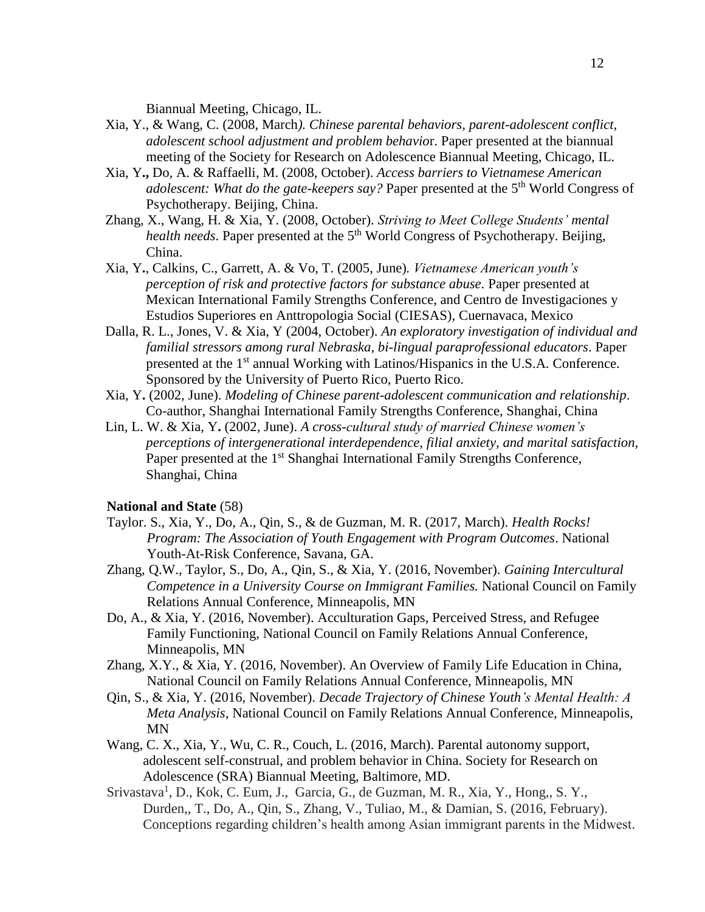Biannual Meeting, Chicago, IL.

Xia, Y., & Wang, C. (2008, March*). Chinese parental behaviors, parent-adolescent conflict, adolescent school adjustment and problem behavio*r. Paper presented at the biannual meeting of the Society for Research on Adolescence Biannual Meeting, Chicago, IL.

Xia, Y**.,** Do, A. & Raffaelli, M. (2008, October). *Access barriers to Vietnamese American adolescent: What do the gate-keepers say?* Paper presented at the 5th World Congress of Psychotherapy. Beijing, China.

Zhang, X., Wang, H. & Xia, Y. (2008, October). *Striving to Meet College Students' mental health needs*. Paper presented at the 5th World Congress of Psychotherapy. Beijing, China.

Xia, Y**.**, Calkins, C., Garrett, A. & Vo, T. (2005, June)*. Vietnamese American youth's perception of risk and protective factors for substance abuse.* Paper presented at Mexican International Family Strengths Conference, and Centro de Investigaciones y Estudios Superiores en Anttropologia Social (CIESAS), Cuernavaca, Mexico

Dalla, R. L., Jones, V. & Xia, Y (2004, October). *An exploratory investigation of individual and familial stressors among rural Nebraska, bi-lingual paraprofessional educators*. Paper presented at the 1st annual Working with Latinos/Hispanics in the U.S.A. Conference. Sponsored by the University of Puerto Rico, Puerto Rico.

Xia, Y**.** (2002, June). *Modeling of Chinese parent-adolescent communication and relationship*. Co-author, Shanghai International Family Strengths Conference, Shanghai, China

Lin, L. W. & Xia, Y**.** (2002, June). *A cross-cultural study of married Chinese women's perceptions of intergenerational interdependence, filial anxiety, and marital satisfaction,* Paper presented at the 1st Shanghai International Family Strengths Conference, Shanghai, China

**National and State** (58)

Taylor. S., Xia, Y., Do, A., Qin, S., & de Guzman, M. R. (2017, March). *Health Rocks! Program: The Association of Youth Engagement with Program Outcomes*. National Youth-At-Risk Conference, Savana, GA.

Zhang, Q.W., Taylor, S., Do, A., Qin, S., & Xia, Y. (2016, November). *Gaining Intercultural Competence in a University Course on Immigrant Families.* National Council on Family Relations Annual Conference, Minneapolis, MN

Do, A., & Xia, Y. (2016, November). Acculturation Gaps, Perceived Stress, and Refugee Family Functioning, National Council on Family Relations Annual Conference, Minneapolis, MN

Zhang, X.Y., & Xia, Y. (2016, November). An Overview of Family Life Education in China, National Council on Family Relations Annual Conference, Minneapolis, MN

Qin, S., & Xia, Y. (2016, November). *Decade Trajectory of Chinese Youth's Mental Health: A Meta Analysis*, National Council on Family Relations Annual Conference, Minneapolis, MN

Wang, C. X., Xia, Y., Wu, C. R., Couch, L. (2016, March). Parental autonomy support, adolescent self-construal, and problem behavior in China. Society for Research on Adolescence (SRA) Biannual Meeting, Baltimore, MD.

Srivastava[1], D., Kok, C. Eum, J., Garcia, G., de Guzman, M. R., Xia, Y., Hong,, S. Y., Durden,, T., Do, A., Qin, S., Zhang, V., Tuliao, M., & Damian, S. (2016, February). Conceptions regarding children's health among Asian immigrant parents in the Midwest.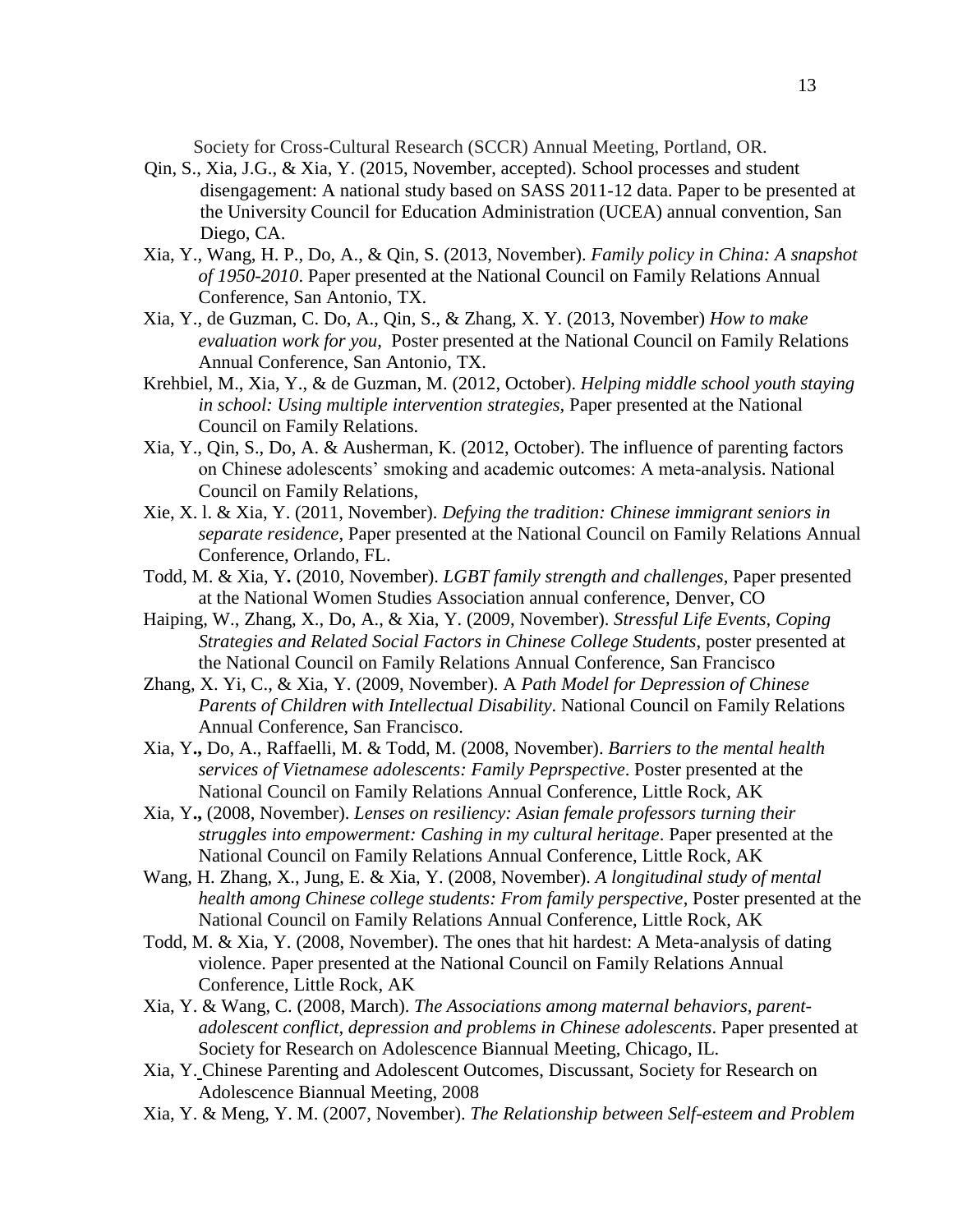Society for Cross-Cultural Research (SCCR) Annual Meeting, Portland, OR.

Qin, S., Xia, J.G., & Xia, Y. (2015, November, accepted). School processes and student disengagement: A national study based on SASS 2011-12 data. Paper to be presented at the University Council for Education Administration (UCEA) annual convention, San Diego, CA.

Xia, Y., Wang, H. P., Do, A., & Qin, S. (2013, November). *Family policy in China: A snapshot of 1950-2010*. Paper presented at the National Council on Family Relations Annual Conference, San Antonio, TX.

Xia, Y., de Guzman, C. Do, A., Qin, S., & Zhang, X. Y. (2013, November) *How to make evaluation work for you*, Poster presented at the National Council on Family Relations Annual Conference, San Antonio, TX.

Krehbiel, M., Xia, Y., & de Guzman, M. (2012, October). *Helping middle school youth staying in school: Using multiple intervention strategies*, Paper presented at the National Council on Family Relations.

Xia, Y., Qin, S., Do, A. & Ausherman, K. (2012, October). The influence of parenting factors on Chinese adolescents' smoking and academic outcomes: A meta-analysis. National Council on Family Relations,

Xie, X. l. & Xia, Y. (2011, November). *Defying the tradition: Chinese immigrant seniors in separate residence*, Paper presented at the National Council on Family Relations Annual Conference, Orlando, FL.

Todd, M. & Xia, Y**.** (2010, November). *LGBT family strength and challenges*, Paper presented at the National Women Studies Association annual conference, Denver, CO

Haiping, W., Zhang, X., Do, A., & Xia, Y. (2009, November). *Stressful Life Events, Coping Strategies and Related Social Factors in Chinese College Students*, poster presented at the National Council on Family Relations Annual Conference, San Francisco

Zhang, X. Yi, C., & Xia, Y. (2009, November). A *Path Model for Depression of Chinese Parents of Children with Intellectual Disability*. National Council on Family Relations Annual Conference, San Francisco.

Xia, Y**.,** Do, A., Raffaelli, M. & Todd, M. (2008, November). *Barriers to the mental health services of Vietnamese adolescents: Family Peprspective*. Poster presented at the National Council on Family Relations Annual Conference, Little Rock, AK

Xia, Y**.,** (2008, November). *Lenses on resiliency: Asian female professors turning their struggles into empowerment: Cashing in my cultural heritage*. Paper presented at the National Council on Family Relations Annual Conference, Little Rock, AK

Wang, H. Zhang, X., Jung, E. & Xia, Y. (2008, November). *A longitudinal study of mental health among Chinese college students: From family perspective*, Poster presented at the National Council on Family Relations Annual Conference, Little Rock, AK

Todd, M. & Xia, Y. (2008, November). The ones that hit hardest: A Meta-analysis of dating violence. Paper presented at the National Council on Family Relations Annual Conference, Little Rock, AK

Xia, Y. & Wang, C. (2008, March). *The Associations among maternal behaviors, parent-adolescent conflict, depression and problems in Chinese adolescents*. Paper presented at Society for Research on Adolescence Biannual Meeting, Chicago, IL.

Xia, Y. Chinese Parenting and Adolescent Outcomes, Discussant, Society for Research on Adolescence Biannual Meeting, 2008

Xia, Y. & Meng, Y. M. (2007, November). *The Relationship between Self-esteem and Problem*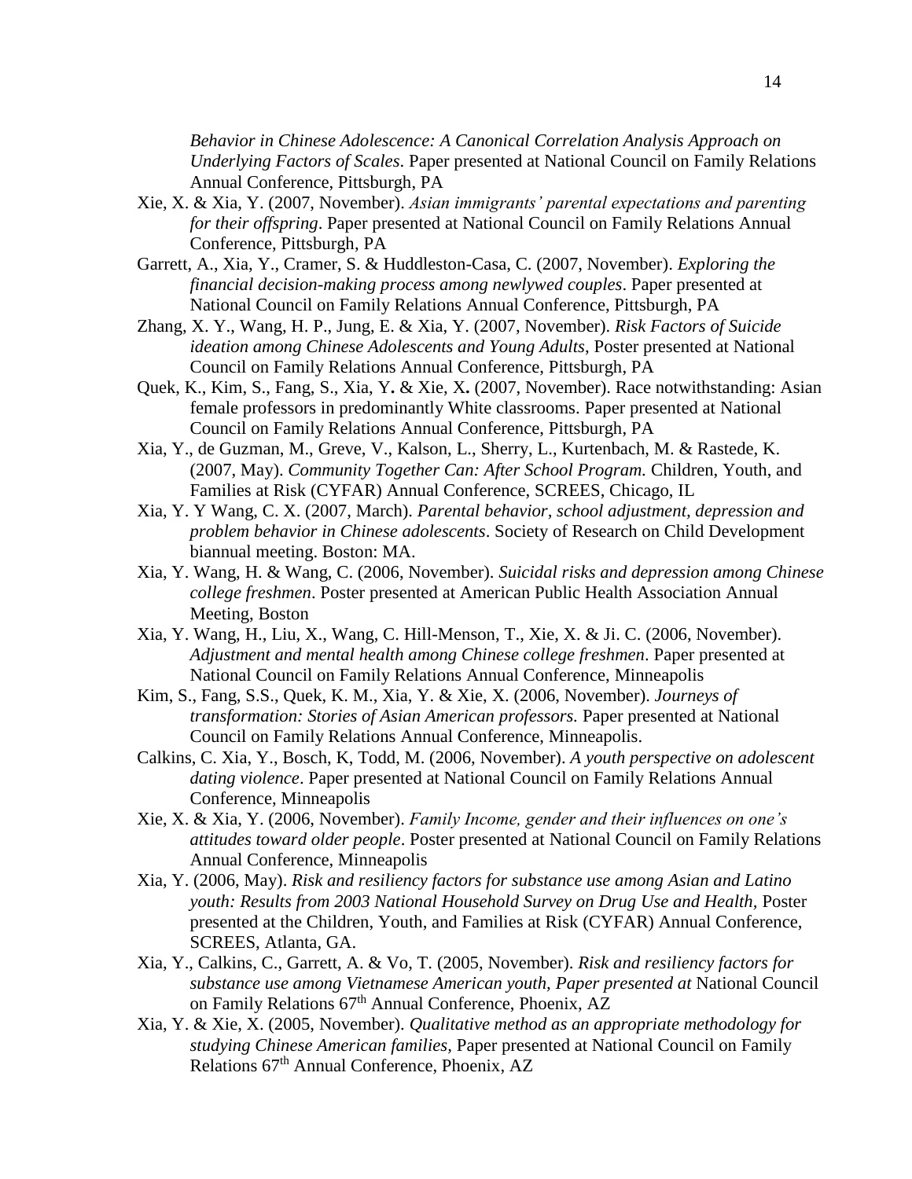*Behavior in Chinese Adolescence: A Canonical Correlation Analysis Approach on Underlying Factors of Scales*. Paper presented at National Council on Family Relations Annual Conference, Pittsburgh, PA

Xie, X. & Xia, Y. (2007, November). *Asian immigrants' parental expectations and parenting for their offspring*. Paper presented at National Council on Family Relations Annual Conference, Pittsburgh, PA

Garrett, A., Xia, Y., Cramer, S. & Huddleston-Casa, C. (2007, November). *Exploring the financial decision-making process among newlywed couples*. Paper presented at National Council on Family Relations Annual Conference, Pittsburgh, PA

Zhang, X. Y., Wang, H. P., Jung, E. & Xia, Y. (2007, November). *Risk Factors of Suicide ideation among Chinese Adolescents and Young Adults*, Poster presented at National Council on Family Relations Annual Conference, Pittsburgh, PA

Quek, K., Kim, S., Fang, S., Xia, Y**.** & Xie, X**.** (2007, November). Race notwithstanding: Asian female professors in predominantly White classrooms. Paper presented at National Council on Family Relations Annual Conference, Pittsburgh, PA

Xia, Y., de Guzman, M., Greve, V., Kalson, L., Sherry, L., Kurtenbach, M. & Rastede, K. (2007, May). *Community Together Can: After School Program.* Children, Youth, and Families at Risk (CYFAR) Annual Conference, SCREES, Chicago, IL

Xia, Y. Y Wang, C. X. (2007, March). *Parental behavior, school adjustment, depression and problem behavior in Chinese adolescents*. Society of Research on Child Development biannual meeting. Boston: MA.

Xia, Y. Wang, H. & Wang, C. (2006, November). *Suicidal risks and depression among Chinese college freshmen*. Poster presented at American Public Health Association Annual Meeting, Boston

Xia, Y. Wang, H., Liu, X., Wang, C. Hill-Menson, T., Xie, X. & Ji. C. (2006, November). *Adjustment and mental health among Chinese college freshmen*. Paper presented at National Council on Family Relations Annual Conference, Minneapolis

Kim, S., Fang, S.S., Quek, K. M., Xia, Y. & Xie, X. (2006, November). *Journeys of transformation: Stories of Asian American professors.* Paper presented at National Council on Family Relations Annual Conference, Minneapolis.

Calkins, C. Xia, Y., Bosch, K, Todd, M. (2006, November). *A youth perspective on adolescent dating violence*. Paper presented at National Council on Family Relations Annual Conference, Minneapolis

Xie, X. & Xia, Y. (2006, November). *Family Income, gender and their influences on one's attitudes toward older people*. Poster presented at National Council on Family Relations Annual Conference, Minneapolis

Xia, Y. (2006, May). *Risk and resiliency factors for substance use among Asian and Latino youth: Results from 2003 National Household Survey on Drug Use and Health,* Poster presented at the Children, Youth, and Families at Risk (CYFAR) Annual Conference, SCREES, Atlanta, GA.

Xia, Y., Calkins, C., Garrett, A. & Vo, T. (2005, November). *Risk and resiliency factors for substance use among Vietnamese American youth, Paper presented at* National Council on Family Relations 67th Annual Conference, Phoenix, AZ

Xia, Y. & Xie, X. (2005, November). *Qualitative method as an appropriate methodology for studying Chinese American families,* Paper presented at National Council on Family Relations 67th Annual Conference, Phoenix, AZ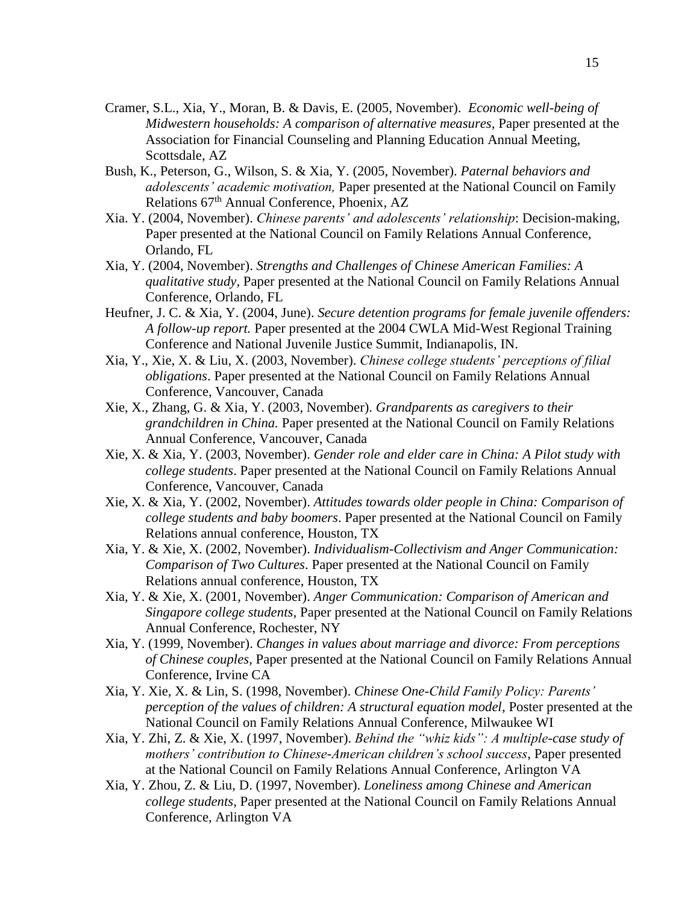Cramer, S.L., Xia, Y., Moran, B. & Davis, E. (2005, November). *Economic well-being of Midwestern households: A comparison of alternative measures,* Paper presented at the Association for Financial Counseling and Planning Education Annual Meeting, Scottsdale, AZ

Bush, K., Peterson, G., Wilson, S. & Xia, Y. (2005, November). *Paternal behaviors and adolescents' academic motivation,* Paper presented at the National Council on Family Relations 67th Annual Conference, Phoenix, AZ

Xia. Y. (2004, November). *Chinese parents' and adolescents' relationship*: Decision-making, Paper presented at the National Council on Family Relations Annual Conference, Orlando, FL

Xia, Y. (2004, November). *Strengths and Challenges of Chinese American Families: A qualitative study*, Paper presented at the National Council on Family Relations Annual Conference, Orlando, FL

Heufner, J. C. & Xia, Y. (2004, June). *Secure detention programs for female juvenile offenders: A follow-up report.* Paper presented at the 2004 CWLA Mid-West Regional Training Conference and National Juvenile Justice Summit, Indianapolis, IN.

Xia, Y., Xie, X. & Liu, X. (2003, November). *Chinese college students' perceptions of filial obligations*. Paper presented at the National Council on Family Relations Annual Conference, Vancouver, Canada

Xie, X., Zhang, G. & Xia, Y. (2003, November). *Grandparents as caregivers to their grandchildren in China.* Paper presented at the National Council on Family Relations Annual Conference, Vancouver, Canada

Xie, X. & Xia, Y. (2003, November). *Gender role and elder care in China: A Pilot study with college students*. Paper presented at the National Council on Family Relations Annual Conference, Vancouver, Canada

Xie, X. & Xia, Y. (2002, November). *Attitudes towards older people in China: Comparison of college students and baby boomers*. Paper presented at the National Council on Family Relations annual conference, Houston, TX

Xia, Y. & Xie, X. (2002, November). *Individualism-Collectivism and Anger Communication: Comparison of Two Cultures*. Paper presented at the National Council on Family Relations annual conference, Houston, TX

Xia, Y. & Xie, X. (2001, November). *Anger Communication: Comparison of American and Singapore college students*, Paper presented at the National Council on Family Relations Annual Conference, Rochester, NY

Xia, Y. (1999, November). *Changes in values about marriage and divorce: From perceptions of Chinese couples*, Paper presented at the National Council on Family Relations Annual Conference, Irvine CA

Xia, Y. Xie, X. & Lin, S. (1998, November). *Chinese One-Child Family Policy: Parents' perception of the values of children: A structural equation model*, Poster presented at the National Council on Family Relations Annual Conference, Milwaukee WI

Xia, Y. Zhi, Z. & Xie, X. (1997, November). *Behind the "whiz kids": A multiple-case study of mothers' contribution to Chinese-American children's school success*, Paper presented at the National Council on Family Relations Annual Conference, Arlington VA

Xia, Y. Zhou, Z. & Liu, D. (1997, November). *Loneliness among Chinese and American college students*, Paper presented at the National Council on Family Relations Annual Conference, Arlington VA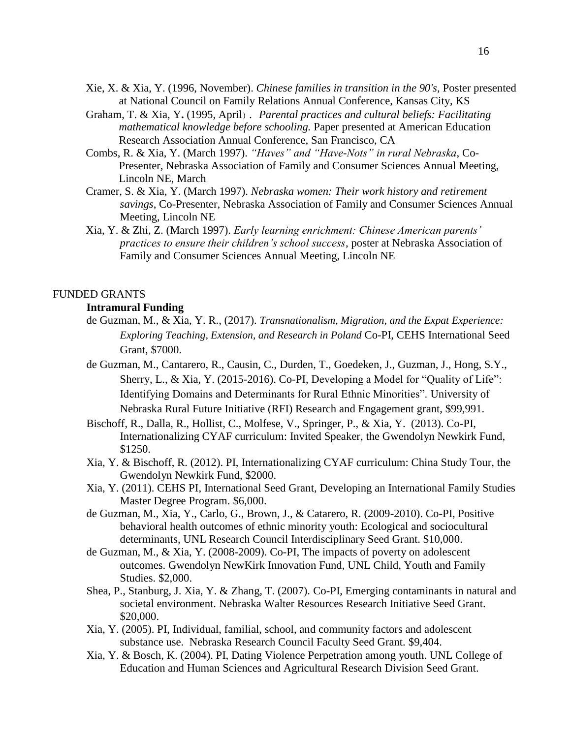Xie, X. & Xia, Y. (1996, November). *Chinese families in transition in the 90's,* Poster presented at National Council on Family Relations Annual Conference, Kansas City, KS

Graham, T. & Xia, Y**.** (1995, April）. *Parental practices and cultural beliefs: Facilitating mathematical knowledge before schooling.* Paper presented at American Education Research Association Annual Conference, San Francisco, CA

Combs, R. & Xia, Y. (March 1997). *"Haves" and "Have-Nots" in rural Nebraska*, Co-Presenter, Nebraska Association of Family and Consumer Sciences Annual Meeting, Lincoln NE, March

Cramer, S. & Xia, Y. (March 1997). *Nebraska women: Their work history and retirement savings*, Co-Presenter, Nebraska Association of Family and Consumer Sciences Annual Meeting, Lincoln NE

Xia, Y. & Zhi, Z. (March 1997). *Early learning enrichment: Chinese American parents' practices to ensure their children's school success*, poster at Nebraska Association of Family and Consumer Sciences Annual Meeting, Lincoln NE

FUNDED GRANTS

**Intramural Funding**

de Guzman, M., & Xia, Y. R., (2017). *Transnationalism, Migration, and the Expat Experience: Exploring Teaching, Extension, and Research in Poland* Co-PI, CEHS International Seed Grant, $7000.

de Guzman, M., Cantarero, R., Causin, C., Durden, T., Goedeken, J., Guzman, J., Hong, S.Y., Sherry, L., & Xia, Y. (2015-2016). Co-PI, Developing a Model for "Quality of Life": Identifying Domains and Determinants for Rural Ethnic Minorities". University of Nebraska Rural Future Initiative (RFI) Research and Engagement grant, $99,991.

Bischoff, R., Dalla, R., Hollist, C., Molfese, V., Springer, P., & Xia, Y. (2013). Co-PI, Internationalizing CYAF curriculum: Invited Speaker, the Gwendolyn Newkirk Fund, $1250.

Xia, Y. & Bischoff, R. (2012). PI, Internationalizing CYAF curriculum: China Study Tour, the Gwendolyn Newkirk Fund, $2000.

Xia, Y. (2011). CEHS PI, International Seed Grant, Developing an International Family Studies Master Degree Program. $6,000.

de Guzman, M., Xia, Y., Carlo, G., Brown, J., & Catarero, R. (2009-2010). Co-PI, Positive behavioral health outcomes of ethnic minority youth: Ecological and sociocultural determinants, UNL Research Council Interdisciplinary Seed Grant. $10,000.

de Guzman, M., & Xia, Y. (2008-2009). Co-PI, The impacts of poverty on adolescent outcomes. Gwendolyn NewKirk Innovation Fund, UNL Child, Youth and Family Studies. $2,000.

Shea, P., Stanburg, J. Xia, Y. & Zhang, T. (2007). Co-PI, Emerging contaminants in natural and societal environment. Nebraska Walter Resources Research Initiative Seed Grant. $20,000.

Xia, Y. (2005). PI, Individual, familial, school, and community factors and adolescent substance use. Nebraska Research Council Faculty Seed Grant. $9,404.

Xia, Y. & Bosch, K. (2004). PI, Dating Violence Perpetration among youth. UNL College of Education and Human Sciences and Agricultural Research Division Seed Grant.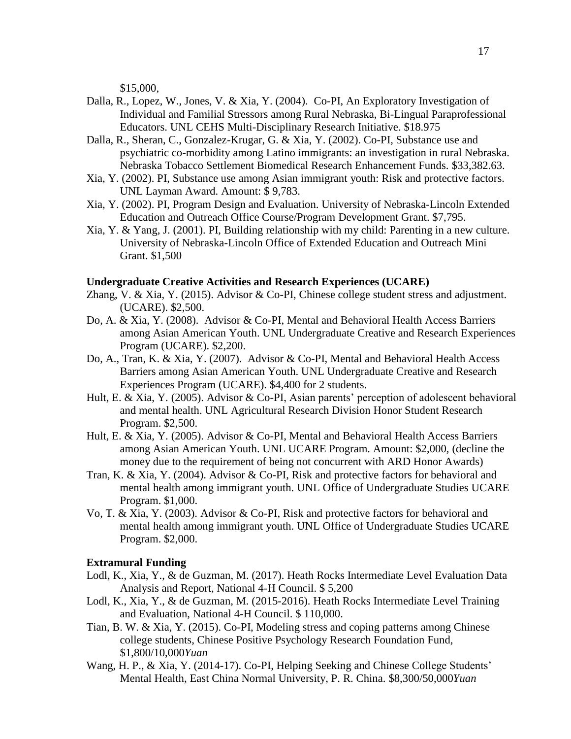$15,000,

Dalla, R., Lopez, W., Jones, V. & Xia, Y. (2004). Co-PI, An Exploratory Investigation of Individual and Familial Stressors among Rural Nebraska, Bi-Lingual Paraprofessional Educators. UNL CEHS Multi-Disciplinary Research Initiative. $18.975

Dalla, R., Sheran, C., Gonzalez-Krugar, G. & Xia, Y. (2002). Co-PI, Substance use and psychiatric co-morbidity among Latino immigrants: an investigation in rural Nebraska. Nebraska Tobacco Settlement Biomedical Research Enhancement Funds. $33,382.63.

Xia, Y. (2002). PI, Substance use among Asian immigrant youth: Risk and protective factors. UNL Layman Award. Amount: $ 9,783.

Xia, Y. (2002). PI, Program Design and Evaluation. University of Nebraska-Lincoln Extended Education and Outreach Office Course/Program Development Grant. $7,795.

Xia, Y. & Yang, J. (2001). PI, Building relationship with my child: Parenting in a new culture. University of Nebraska-Lincoln Office of Extended Education and Outreach Mini Grant. $1,500

**Undergraduate Creative Activities and Research Experiences (UCARE)**

Zhang, V. & Xia, Y. (2015). Advisor & Co-PI, Chinese college student stress and adjustment. (UCARE). $2,500.

Do, A. & Xia, Y. (2008). Advisor & Co-PI, Mental and Behavioral Health Access Barriers among Asian American Youth. UNL Undergraduate Creative and Research Experiences Program (UCARE). $2,200.

Do, A., Tran, K. & Xia, Y. (2007). Advisor & Co-PI, Mental and Behavioral Health Access Barriers among Asian American Youth. UNL Undergraduate Creative and Research Experiences Program (UCARE). $4,400 for 2 students.

Hult, E. & Xia, Y. (2005). Advisor & Co-PI, Asian parents' perception of adolescent behavioral and mental health. UNL Agricultural Research Division Honor Student Research Program. $2,500.

Hult, E. & Xia, Y. (2005). Advisor & Co-PI, Mental and Behavioral Health Access Barriers among Asian American Youth. UNL UCARE Program. Amount: $2,000, (decline the money due to the requirement of being not concurrent with ARD Honor Awards)

Tran, K. & Xia, Y. (2004). Advisor & Co-PI, Risk and protective factors for behavioral and mental health among immigrant youth. UNL Office of Undergraduate Studies UCARE Program. $1,000.

Vo, T. & Xia, Y. (2003). Advisor & Co-PI, Risk and protective factors for behavioral and mental health among immigrant youth. UNL Office of Undergraduate Studies UCARE Program. $2,000.

**Extramural Funding**

Lodl, K., Xia, Y., & de Guzman, M. (2017). Heath Rocks Intermediate Level Evaluation Data Analysis and Report, National 4-H Council. $ 5,200

Lodl, K., Xia, Y., & de Guzman, M. (2015-2016). Heath Rocks Intermediate Level Training and Evaluation, National 4-H Council. $ 110,000.

Tian, B. W. & Xia, Y. (2015). Co-PI, Modeling stress and coping patterns among Chinese college students, Chinese Positive Psychology Research Foundation Fund, $1,800/10,000*Yuan*

Wang, H. P., & Xia, Y. (2014-17). Co-PI, Helping Seeking and Chinese College Students' Mental Health, East China Normal University, P. R. China. $8,300/50,000*Yuan*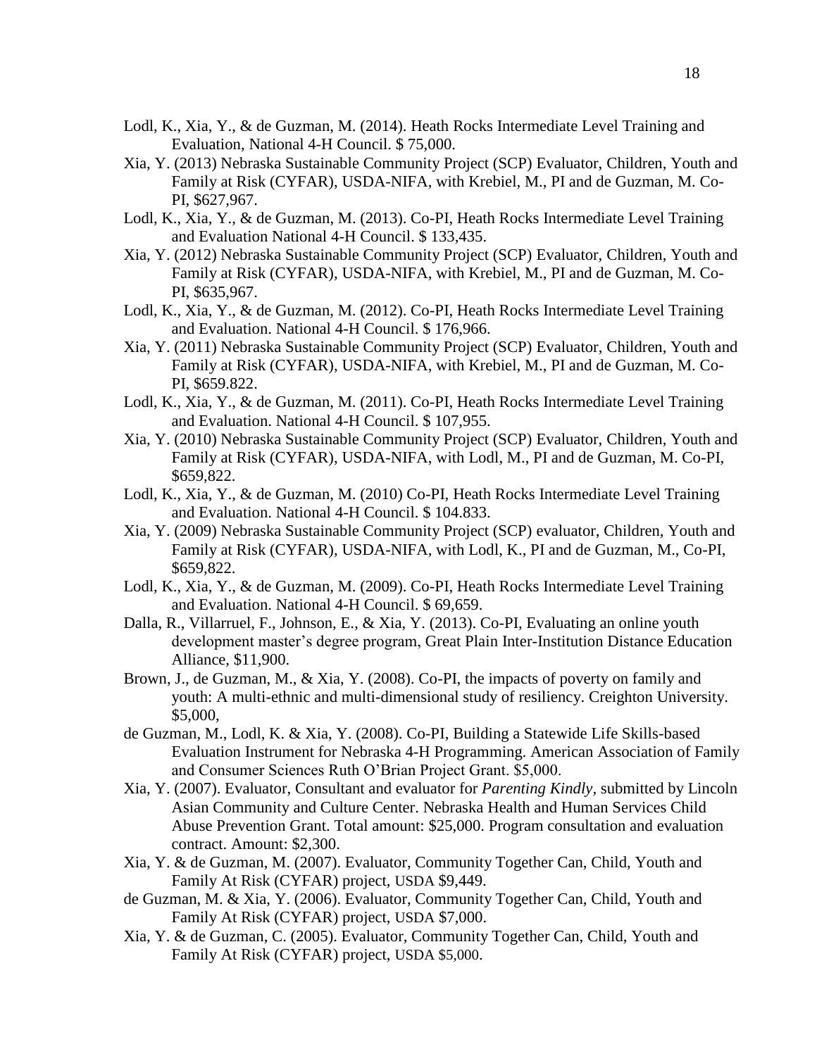Lodl, K., Xia, Y., & de Guzman, M. (2014). Heath Rocks Intermediate Level Training and Evaluation, National 4-H Council. $ 75,000.

Xia, Y. (2013) Nebraska Sustainable Community Project (SCP) Evaluator, Children, Youth and Family at Risk (CYFAR), USDA-NIFA, with Krebiel, M., PI and de Guzman, M. Co-PI, $627,967.

Lodl, K., Xia, Y., & de Guzman, M. (2013). Co-PI, Heath Rocks Intermediate Level Training and Evaluation National 4-H Council. $ 133,435.

Xia, Y. (2012) Nebraska Sustainable Community Project (SCP) Evaluator, Children, Youth and Family at Risk (CYFAR), USDA-NIFA, with Krebiel, M., PI and de Guzman, M. Co-PI, $635,967.

Lodl, K., Xia, Y., & de Guzman, M. (2012). Co-PI, Heath Rocks Intermediate Level Training and Evaluation. National 4-H Council. $ 176,966.

Xia, Y. (2011) Nebraska Sustainable Community Project (SCP) Evaluator, Children, Youth and Family at Risk (CYFAR), USDA-NIFA, with Krebiel, M., PI and de Guzman, M. Co-PI, $659.822.

Lodl, K., Xia, Y., & de Guzman, M. (2011). Co-PI, Heath Rocks Intermediate Level Training and Evaluation. National 4-H Council. $ 107,955.

Xia, Y. (2010) Nebraska Sustainable Community Project (SCP) Evaluator, Children, Youth and Family at Risk (CYFAR), USDA-NIFA, with Lodl, M., PI and de Guzman, M. Co-PI, $659,822.

Lodl, K., Xia, Y., & de Guzman, M. (2010) Co-PI, Heath Rocks Intermediate Level Training and Evaluation. National 4-H Council. $ 104.833.

Xia, Y. (2009) Nebraska Sustainable Community Project (SCP) evaluator, Children, Youth and Family at Risk (CYFAR), USDA-NIFA, with Lodl, K., PI and de Guzman, M., Co-PI, $659,822.

Lodl, K., Xia, Y., & de Guzman, M. (2009). Co-PI, Heath Rocks Intermediate Level Training and Evaluation. National 4-H Council. $ 69,659.

Dalla, R., Villarruel, F., Johnson, E., & Xia, Y. (2013). Co-PI, Evaluating an online youth development master's degree program, Great Plain Inter-Institution Distance Education Alliance, $11,900.

Brown, J., de Guzman, M., & Xia, Y. (2008). Co-PI, the impacts of poverty on family and youth: A multi-ethnic and multi-dimensional study of resiliency. Creighton University. $5,000,

de Guzman, M., Lodl, K. & Xia, Y. (2008). Co-PI, Building a Statewide Life Skills-based Evaluation Instrument for Nebraska 4-H Programming. American Association of Family and Consumer Sciences Ruth O'Brian Project Grant. $5,000.

Xia, Y. (2007). Evaluator, Consultant and evaluator for *Parenting Kindly,* submitted by Lincoln Asian Community and Culture Center. Nebraska Health and Human Services Child Abuse Prevention Grant. Total amount: $25,000. Program consultation and evaluation contract. Amount: $2,300.

Xia, Y. & de Guzman, M. (2007). Evaluator, Community Together Can, Child, Youth and Family At Risk (CYFAR) project, USDA $9,449.

de Guzman, M. & Xia, Y. (2006). Evaluator, Community Together Can, Child, Youth and Family At Risk (CYFAR) project, USDA $7,000.

Xia, Y. & de Guzman, C. (2005). Evaluator, Community Together Can, Child, Youth and Family At Risk (CYFAR) project, USDA $5,000.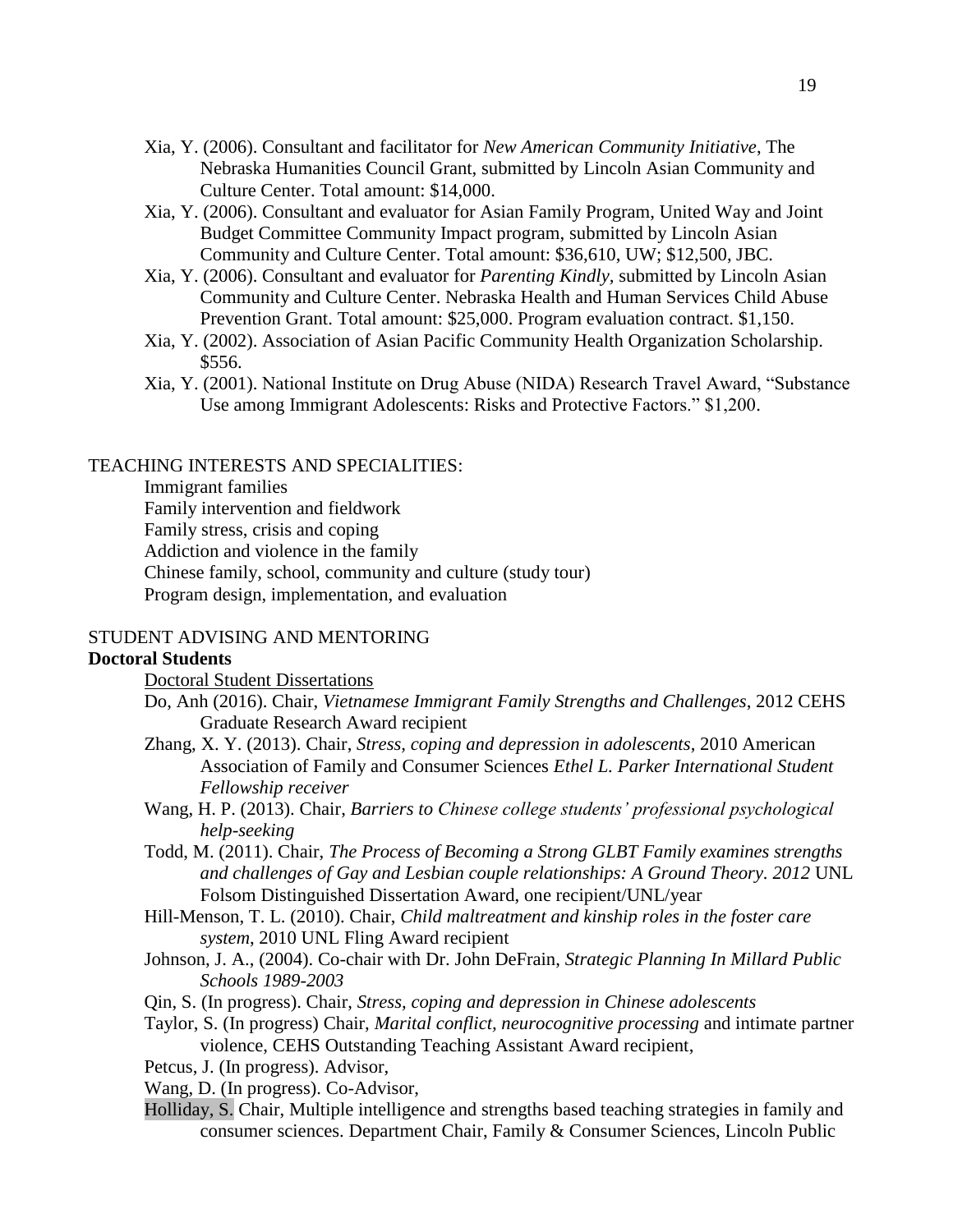- Xia, Y. (2006). Consultant and facilitator for *New American Community Initiative*, The Nebraska Humanities Council Grant, submitted by Lincoln Asian Community and Culture Center. Total amount: $14,000.
- Xia, Y. (2006). Consultant and evaluator for Asian Family Program, United Way and Joint Budget Committee Community Impact program, submitted by Lincoln Asian Community and Culture Center. Total amount: $36,610, UW; $12,500, JBC.
- Xia, Y. (2006). Consultant and evaluator for *Parenting Kindly*, submitted by Lincoln Asian Community and Culture Center. Nebraska Health and Human Services Child Abuse Prevention Grant. Total amount: $25,000. Program evaluation contract. $1,150.
- Xia, Y. (2002). Association of Asian Pacific Community Health Organization Scholarship. $556.
- Xia, Y. (2001). National Institute on Drug Abuse (NIDA) Research Travel Award, "Substance Use among Immigrant Adolescents: Risks and Protective Factors." $1,200.

## TEACHING INTERESTS AND SPECIALITIES:

- Immigrant families
- Family intervention and fieldwork
- Family stress, crisis and coping
- Addiction and violence in the family
- Chinese family, school, community and culture (study tour)
- Program design, implementation, and evaluation

## STUDENT ADVISING AND MENTORING

**Doctoral Students**

Doctoral Student Dissertations

- Do, Anh (2016). Chair, *Vietnamese Immigrant Family Strengths and Challenges*, 2012 CEHS Graduate Research Award recipient
- Zhang, X. Y. (2013). Chair, *Stress, coping and depression in adolescents*, 2010 American Association of Family and Consumer Sciences *Ethel L. Parker International Student Fellowship receiver*
- Wang, H. P. (2013). Chair, *Barriers to Chinese college students' professional psychological help-seeking*
- Todd, M. (2011). Chair, *The Process of Becoming a Strong GLBT Family examines strengths and challenges of Gay and Lesbian couple relationships: A Ground Theory. 2012* UNL Folsom Distinguished Dissertation Award, one recipient/UNL/year
- Hill-Menson, T. L. (2010). Chair, *Child maltreatment and kinship roles in the foster care system*, 2010 UNL Fling Award recipient
- Johnson, J. A., (2004). Co-chair with Dr. John DeFrain, *Strategic Planning In Millard Public Schools 1989-2003*
- Qin, S. (In progress). Chair, *Stress, coping and depression in Chinese adolescents*
- Taylor, S. (In progress) Chair, *Marital conflict, neurocognitive processing* and intimate partner violence, CEHS Outstanding Teaching Assistant Award recipient,
- Petcus, J. (In progress). Advisor,
- Wang, D. (In progress). Co-Advisor,
- Holliday, S. Chair, Multiple intelligence and strengths based teaching strategies in family and consumer sciences. Department Chair, Family & Consumer Sciences, Lincoln Public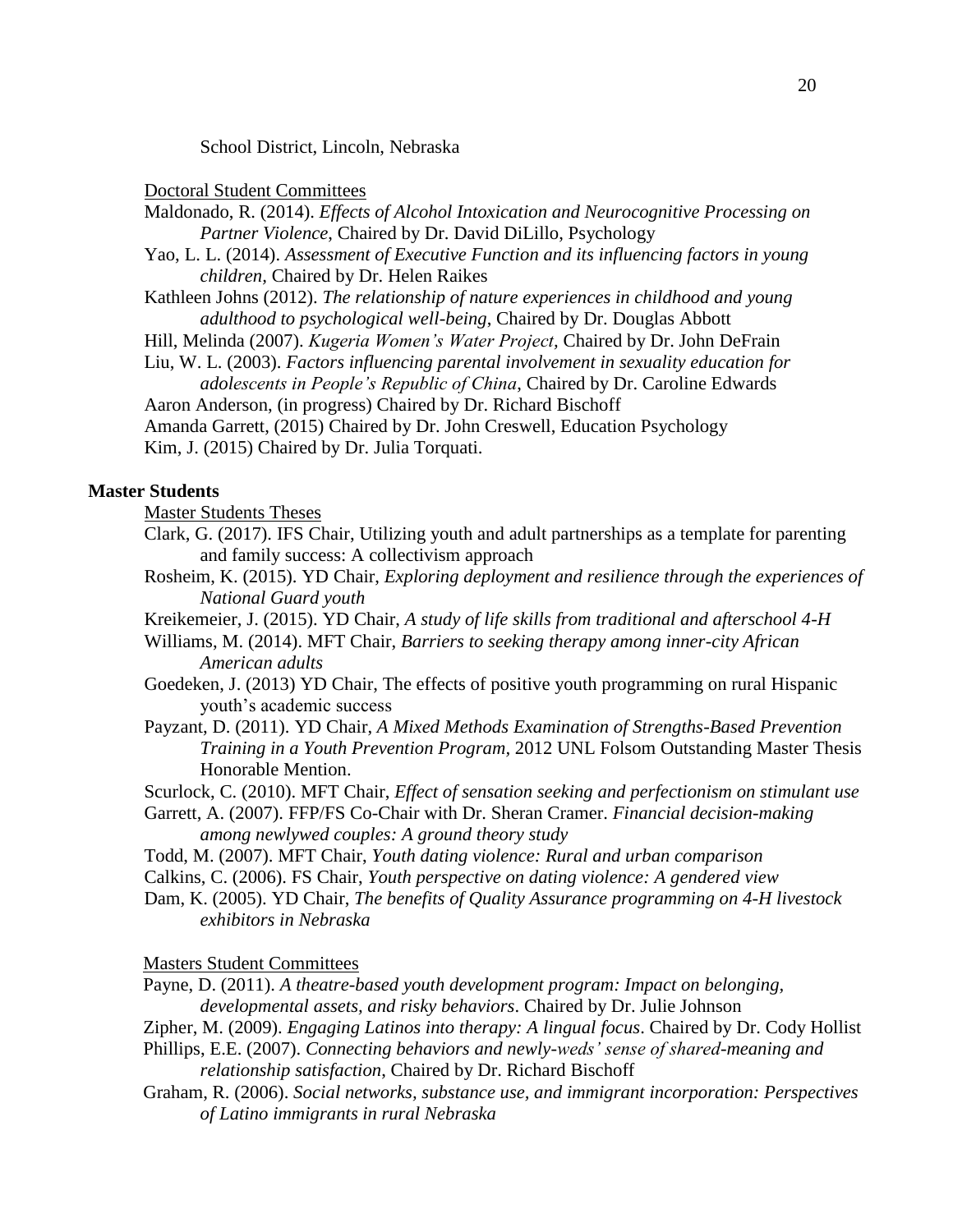School District, Lincoln, Nebraska

Doctoral Student Committees

Maldonado, R. (2014). *Effects of Alcohol Intoxication and Neurocognitive Processing on Partner Violence*, Chaired by Dr. David DiLillo, Psychology

Yao, L. L. (2014). *Assessment of Executive Function and its influencing factors in young children*, Chaired by Dr. Helen Raikes

Kathleen Johns (2012). *The relationship of nature experiences in childhood and young adulthood to psychological well-being*, Chaired by Dr. Douglas Abbott

Hill, Melinda (2007). *Kugeria Women's Water Project*, Chaired by Dr. John DeFrain

Liu, W. L. (2003). *Factors influencing parental involvement in sexuality education for adolescents in People's Republic of China*, Chaired by Dr. Caroline Edwards

Aaron Anderson, (in progress) Chaired by Dr. Richard Bischoff

Amanda Garrett, (2015) Chaired by Dr. John Creswell, Education Psychology

Kim, J. (2015) Chaired by Dr. Julia Torquati.

**Master Students**

Master Students Theses

Clark, G. (2017). IFS Chair, Utilizing youth and adult partnerships as a template for parenting and family success: A collectivism approach

Rosheim, K. (2015). YD Chair, *Exploring deployment and resilience through the experiences of National Guard youth*

Kreikemeier, J. (2015). YD Chair, *A study of life skills from traditional and afterschool 4-H*

Williams, M. (2014). MFT Chair, *Barriers to seeking therapy among inner-city African American adults*

Goedeken, J. (2013) YD Chair, The effects of positive youth programming on rural Hispanic youth's academic success

Payzant, D. (2011). YD Chair, *A Mixed Methods Examination of Strengths-Based Prevention Training in a Youth Prevention Program*, 2012 UNL Folsom Outstanding Master Thesis Honorable Mention.

Scurlock, C. (2010). MFT Chair, *Effect of sensation seeking and perfectionism on stimulant use*

Garrett, A. (2007). FFP/FS Co-Chair with Dr. Sheran Cramer. *Financial decision-making among newlywed couples: A ground theory study*

Todd, M. (2007). MFT Chair, *Youth dating violence: Rural and urban comparison*

Calkins, C. (2006). FS Chair, *Youth perspective on dating violence: A gendered view*

Dam, K. (2005). YD Chair, *The benefits of Quality Assurance programming on 4-H livestock exhibitors in Nebraska*

Masters Student Committees

Payne, D. (2011). *A theatre-based youth development program: Impact on belonging, developmental assets, and risky behaviors*. Chaired by Dr. Julie Johnson

Zipher, M. (2009). *Engaging Latinos into therapy: A lingual focus*. Chaired by Dr. Cody Hollist

Phillips, E.E. (2007). *Connecting behaviors and newly-weds' sense of shared-meaning and relationship satisfaction*, Chaired by Dr. Richard Bischoff

Graham, R. (2006). *Social networks, substance use, and immigrant incorporation: Perspectives of Latino immigrants in rural Nebraska*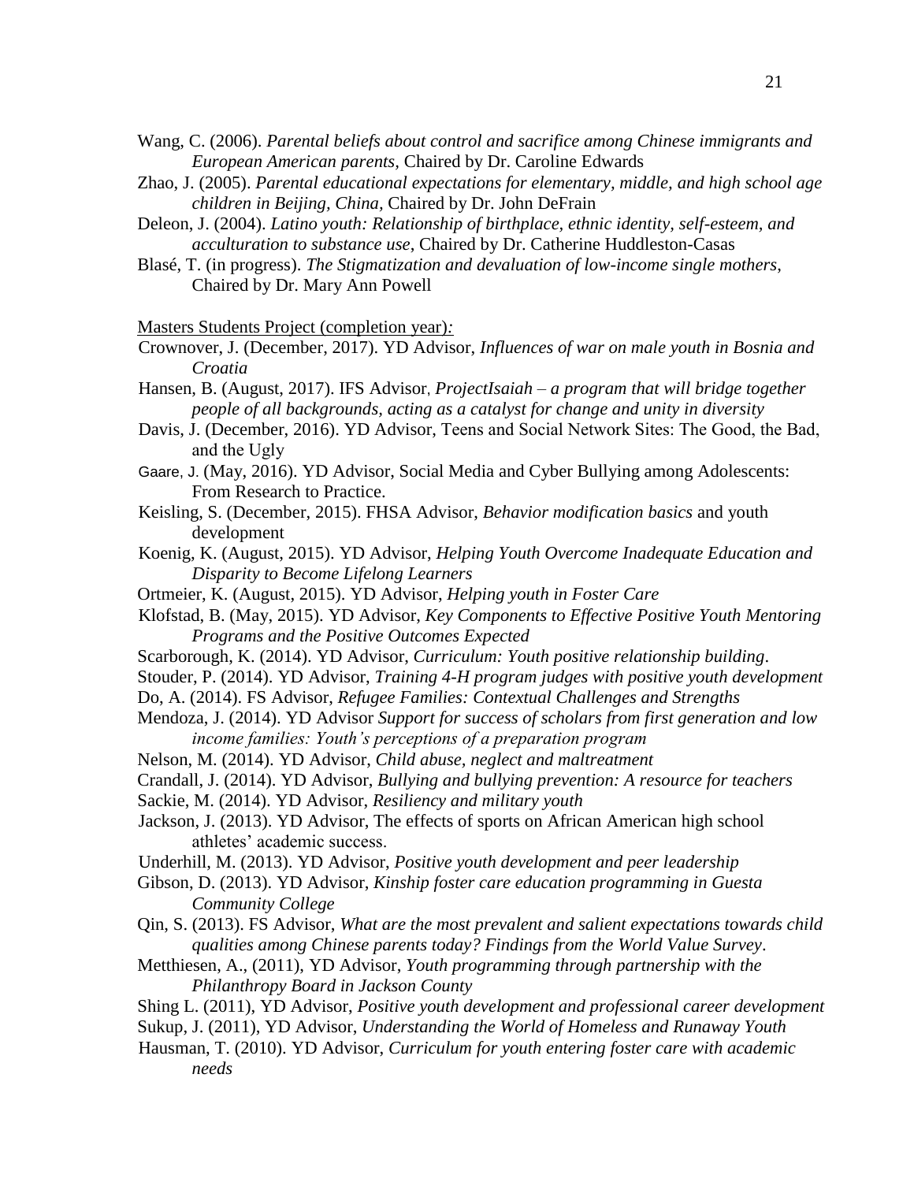Wang, C. (2006). *Parental beliefs about control and sacrifice among Chinese immigrants and European American parents*, Chaired by Dr. Caroline Edwards

Zhao, J. (2005). *Parental educational expectations for elementary, middle, and high school age children in Beijing, China,* Chaired by Dr. John DeFrain

Deleon, J. (2004). *Latino youth: Relationship of birthplace, ethnic identity, self-esteem, and acculturation to substance use*, Chaired by Dr. Catherine Huddleston-Casas

Blasé, T. (in progress). *The Stigmatization and devaluation of low-income single mothers*, Chaired by Dr. Mary Ann Powell

Masters Students Project (completion year)*:*

Crownover, J. (December, 2017). YD Advisor, *Influences of war on male youth in Bosnia and Croatia*

Hansen, B. (August, 2017). IFS Advisor, *ProjectIsaiah – a program that will bridge together people of all backgrounds, acting as a catalyst for change and unity in diversity*

Davis, J. (December, 2016). YD Advisor, Teens and Social Network Sites: The Good, the Bad, and the Ugly

Gaare, J. (May, 2016). YD Advisor, Social Media and Cyber Bullying among Adolescents: From Research to Practice.

Keisling, S. (December, 2015). FHSA Advisor, *Behavior modification basics* and youth development

Koenig, K. (August, 2015). YD Advisor, *Helping Youth Overcome Inadequate Education and Disparity to Become Lifelong Learners*

Ortmeier, K. (August, 2015). YD Advisor, *Helping youth in Foster Care*

Klofstad, B. (May, 2015). YD Advisor, *Key Components to Effective Positive Youth Mentoring Programs and the Positive Outcomes Expected*

Scarborough, K. (2014). YD Advisor, *Curriculum: Youth positive relationship building*.

Stouder, P. (2014). YD Advisor, *Training 4-H program judges with positive youth development*

Do, A. (2014). FS Advisor, *Refugee Families: Contextual Challenges and Strengths*

Mendoza, J. (2014). YD Advisor *Support for success of scholars from first generation and low income families: Youth's perceptions of a preparation program*

Nelson, M. (2014). YD Advisor, *Child abuse, neglect and maltreatment*

Crandall, J. (2014). YD Advisor, *Bullying and bullying prevention: A resource for teachers*

Sackie, M. (2014). YD Advisor, *Resiliency and military youth*

Jackson, J. (2013). YD Advisor, The effects of sports on African American high school athletes' academic success.

Underhill, M. (2013). YD Advisor, *Positive youth development and peer leadership*

Gibson, D. (2013). YD Advisor, *Kinship foster care education programming in Guesta Community College*

Qin, S. (2013). FS Advisor, *What are the most prevalent and salient expectations towards child qualities among Chinese parents today? Findings from the World Value Survey*.

Metthiesen, A., (2011), YD Advisor, *Youth programming through partnership with the Philanthropy Board in Jackson County*

Shing L. (2011), YD Advisor, *Positive youth development and professional career development*

Sukup, J. (2011), YD Advisor, *Understanding the World of Homeless and Runaway Youth*

Hausman, T. (2010). YD Advisor, *Curriculum for youth entering foster care with academic needs*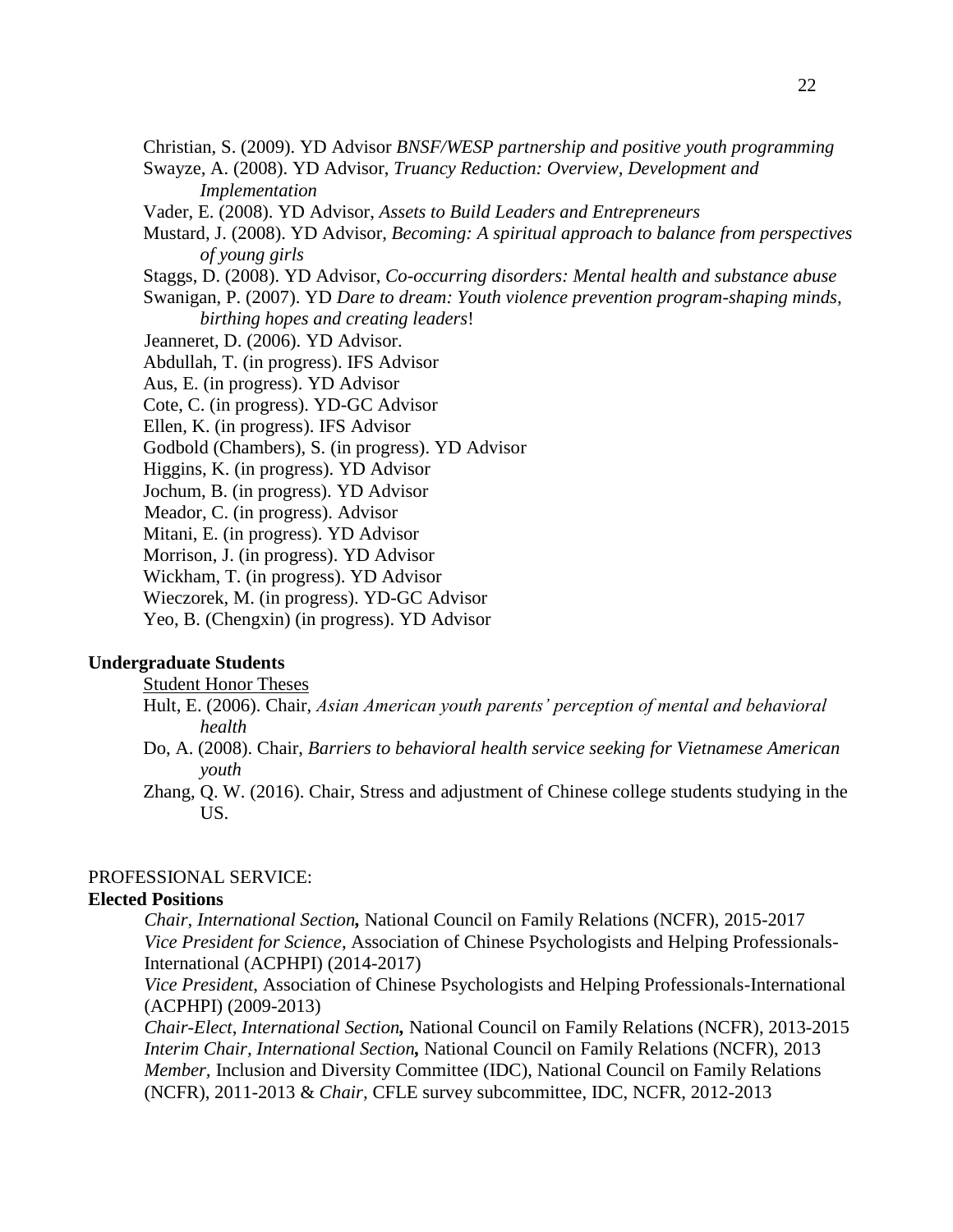Christian, S. (2009). YD Advisor *BNSF/WESP partnership and positive youth programming*

Swayze, A. (2008). YD Advisor, *Truancy Reduction: Overview, Development and Implementation*

Vader, E. (2008). YD Advisor, *Assets to Build Leaders and Entrepreneurs*

Mustard, J. (2008). YD Advisor, *Becoming: A spiritual approach to balance from perspectives of young girls*

Staggs, D. (2008). YD Advisor, *Co-occurring disorders: Mental health and substance abuse*

Swanigan, P. (2007). YD *Dare to dream: Youth violence prevention program-shaping minds, birthing hopes and creating leaders*!

Jeanneret, D. (2006). YD Advisor.

Abdullah, T. (in progress). IFS Advisor

Aus, E. (in progress). YD Advisor

Cote, C. (in progress). YD-GC Advisor

Ellen, K. (in progress). IFS Advisor

Godbold (Chambers), S. (in progress). YD Advisor

Higgins, K. (in progress). YD Advisor

Jochum, B. (in progress). YD Advisor

Meador, C. (in progress). Advisor

Mitani, E. (in progress). YD Advisor

Morrison, J. (in progress). YD Advisor

Wickham, T. (in progress). YD Advisor

Wieczorek, M. (in progress). YD-GC Advisor

Yeo, B. (Chengxin) (in progress). YD Advisor

**Undergraduate Students**

<u>Student Honor Theses</u>

Hult, E. (2006). Chair, *Asian American youth parents' perception of mental and behavioral health*

Do, A. (2008). Chair, *Barriers to behavioral health service seeking for Vietnamese American youth*

Zhang, Q. W. (2016). Chair, Stress and adjustment of Chinese college students studying in the US.

PROFESSIONAL SERVICE:

**Elected Positions**

*Chair*, *International Section,* National Council on Family Relations (NCFR), 2015-2017

*Vice President for Science*, Association of Chinese Psychologists and Helping Professionals-International (ACPHPI) (2014-2017)

*Vice President*, Association of Chinese Psychologists and Helping Professionals-International (ACPHPI) (2009-2013)

*Chair-Elect*, *International Section,* National Council on Family Relations (NCFR), 2013-2015

*Interim Chair, International Section,* National Council on Family Relations (NCFR), 2013

*Member*, Inclusion and Diversity Committee (IDC), National Council on Family Relations (NCFR), 2011-2013 & *Chair*, CFLE survey subcommittee, IDC, NCFR, 2012-2013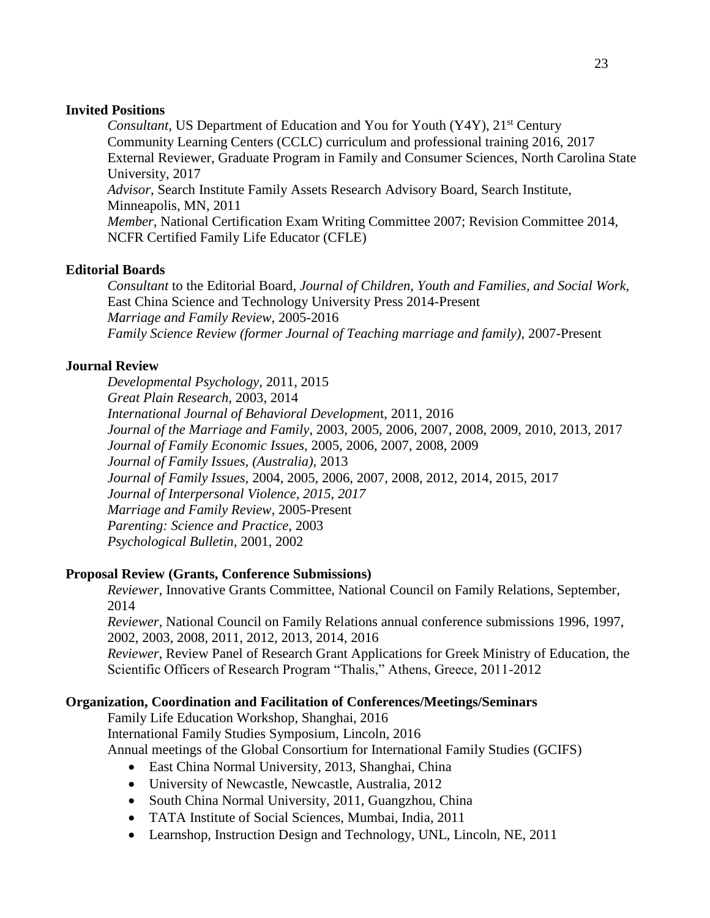**Invited Positions**

*Consultant*, US Department of Education and You for Youth (Y4Y), 21st Century Community Learning Centers (CCLC) curriculum and professional training 2016, 2017

External Reviewer, Graduate Program in Family and Consumer Sciences, North Carolina State University, 2017

*Advisor,* Search Institute Family Assets Research Advisory Board, Search Institute, Minneapolis, MN, 2011

*Member*, National Certification Exam Writing Committee 2007; Revision Committee 2014, NCFR Certified Family Life Educator (CFLE)

**Editorial Boards**

*Consultant* to the Editorial Board, *Journal of Children, Youth and Families, and Social Work*, East China Science and Technology University Press 2014-Present

*Marriage and Family Review*, 2005-2016

*Family Science Review (former Journal of Teaching marriage and family)*, 2007-Present

**Journal Review**

*Developmental Psychology,* 2011, 2015

*Great Plain Research*, 2003, 2014

*International Journal of Behavioral Developmen*t, 2011, 2016

*Journal of the Marriage and Family*, 2003, 2005, 2006, 2007, 2008, 2009, 2010, 2013, 2017

*Journal of Family Economic Issues,* 2005, 2006, 2007, 2008, 2009

*Journal of Family Issues, (Australia),* 2013

*Journal of Family Issues,* 2004, 2005, 2006, 2007, 2008, 2012, 2014, 2015, 2017

*Journal of Interpersonal Violence, 2015, 2017*

*Marriage and Family Review*, 2005-Present

*Parenting: Science and Practice*, 2003

*Psychological Bulletin*, 2001, 2002

**Proposal Review (Grants, Conference Submissions)**

*Reviewer*, Innovative Grants Committee, National Council on Family Relations, September, 2014

*Reviewer,* National Council on Family Relations annual conference submissions 1996, 1997, 2002, 2003, 2008, 2011, 2012, 2013, 2014, 2016

*Reviewer*, Review Panel of Research Grant Applications for Greek Ministry of Education, the Scientific Officers of Research Program "Thalis," Athens, Greece, 2011-2012

**Organization, Coordination and Facilitation of Conferences/Meetings/Seminars**

Family Life Education Workshop, Shanghai, 2016

International Family Studies Symposium, Lincoln, 2016

Annual meetings of the Global Consortium for International Family Studies (GCIFS)

- East China Normal University, 2013, Shanghai, China
- University of Newcastle, Newcastle, Australia, 2012
- South China Normal University, 2011, Guangzhou, China
- TATA Institute of Social Sciences, Mumbai, India, 2011
- Learnshop, Instruction Design and Technology, UNL, Lincoln, NE, 2011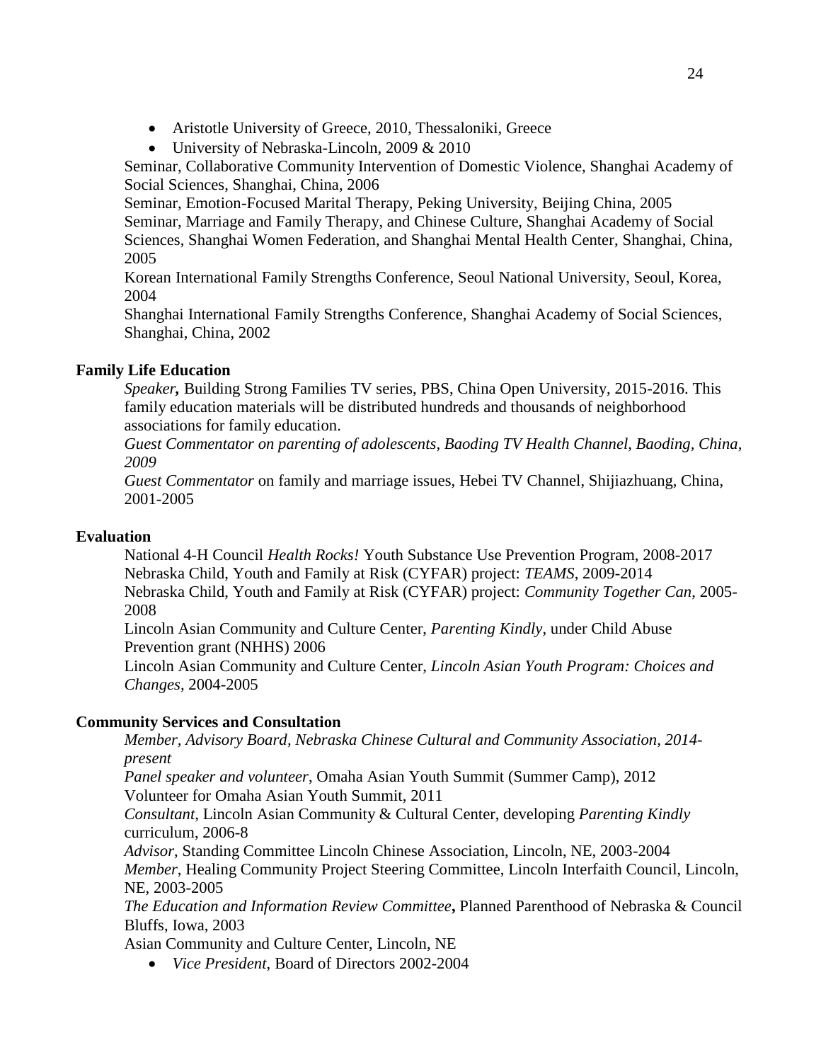- Aristotle University of Greece, 2010, Thessaloniki, Greece
- University of Nebraska-Lincoln, 2009 & 2010

Seminar, Collaborative Community Intervention of Domestic Violence, Shanghai Academy of Social Sciences, Shanghai, China, 2006

Seminar, Emotion-Focused Marital Therapy, Peking University, Beijing China, 2005

Seminar, Marriage and Family Therapy, and Chinese Culture, Shanghai Academy of Social Sciences, Shanghai Women Federation, and Shanghai Mental Health Center, Shanghai, China, 2005

Korean International Family Strengths Conference, Seoul National University, Seoul, Korea, 2004

Shanghai International Family Strengths Conference, Shanghai Academy of Social Sciences, Shanghai, China, 2002

**Family Life Education**

*Speaker***,** Building Strong Families TV series, PBS, China Open University, 2015-2016. This family education materials will be distributed hundreds and thousands of neighborhood associations for family education.

*Guest Commentator on parenting of adolescents, Baoding TV Health Channel, Baoding, China, 2009*

*Guest Commentator* on family and marriage issues, Hebei TV Channel, Shijiazhuang, China, 2001-2005

**Evaluation**

National 4-H Council *Health Rocks!* Youth Substance Use Prevention Program, 2008-2017

Nebraska Child, Youth and Family at Risk (CYFAR) project: *TEAMS*, 2009-2014

Nebraska Child, Youth and Family at Risk (CYFAR) project: *Community Together Can*, 2005-2008

Lincoln Asian Community and Culture Center, *Parenting Kindly*, under Child Abuse Prevention grant (NHHS) 2006

Lincoln Asian Community and Culture Center, *Lincoln Asian Youth Program: Choices and Changes*, 2004-2005

**Community Services and Consultation**

*Member, Advisory Board, Nebraska Chinese Cultural and Community Association, 2014-present*

*Panel speaker and volunteer*, Omaha Asian Youth Summit (Summer Camp), 2012

Volunteer for Omaha Asian Youth Summit, 2011

*Consultant*, Lincoln Asian Community & Cultural Center, developing *Parenting Kindly* curriculum, 2006-8

*Advisor*, Standing Committee Lincoln Chinese Association, Lincoln, NE, 2003-2004

*Member*, Healing Community Project Steering Committee, Lincoln Interfaith Council, Lincoln, NE, 2003-2005

*The Education and Information Review Committee***,** Planned Parenthood of Nebraska & Council Bluffs, Iowa, 2003

Asian Community and Culture Center, Lincoln, NE

- *Vice President*, Board of Directors 2002-2004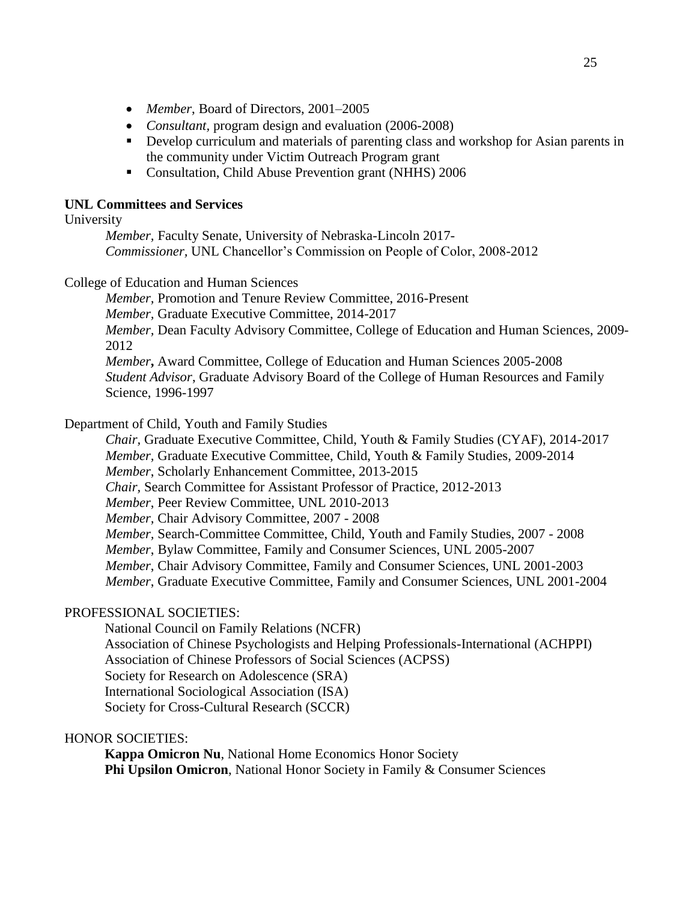- *Member*, Board of Directors, 2001–2005
- *Consultant*, program design and evaluation (2006-2008)
  - Develop curriculum and materials of parenting class and workshop for Asian parents in the community under Victim Outreach Program grant
  - Consultation, Child Abuse Prevention grant (NHHS) 2006

**UNL Committees and Services**

University

*Member,* Faculty Senate, University of Nebraska-Lincoln 2017-
*Commissioner,* UNL Chancellor's Commission on People of Color, 2008-2012

College of Education and Human Sciences

*Member,* Promotion and Tenure Review Committee, 2016-Present
*Member,* Graduate Executive Committee, 2014-2017
*Member,* Dean Faculty Advisory Committee, College of Education and Human Sciences, 2009-2012
*Member***,** Award Committee, College of Education and Human Sciences 2005-2008
*Student Advisor*, Graduate Advisory Board of the College of Human Resources and Family Science, 1996-1997

Department of Child, Youth and Family Studies

*Chair,* Graduate Executive Committee, Child, Youth & Family Studies (CYAF), 2014-2017
*Member,* Graduate Executive Committee, Child, Youth & Family Studies, 2009-2014
*Member*, Scholarly Enhancement Committee, 2013-2015
*Chair,* Search Committee for Assistant Professor of Practice, 2012-2013
*Member*, Peer Review Committee, UNL 2010-2013
*Member,* Chair Advisory Committee, 2007 - 2008
*Member,* Search-Committee Committee, Child, Youth and Family Studies, 2007 - 2008
*Member*, Bylaw Committee, Family and Consumer Sciences, UNL 2005-2007
*Member,* Chair Advisory Committee, Family and Consumer Sciences, UNL 2001-2003
*Member*, Graduate Executive Committee, Family and Consumer Sciences, UNL 2001-2004

PROFESSIONAL SOCIETIES:

National Council on Family Relations (NCFR)
Association of Chinese Psychologists and Helping Professionals-International (ACHPPI)
Association of Chinese Professors of Social Sciences (ACPSS)
Society for Research on Adolescence (SRA)
International Sociological Association (ISA)
Society for Cross-Cultural Research (SCCR)

HONOR SOCIETIES:

**Kappa Omicron Nu**, National Home Economics Honor Society
**Phi Upsilon Omicron**, National Honor Society in Family & Consumer Sciences